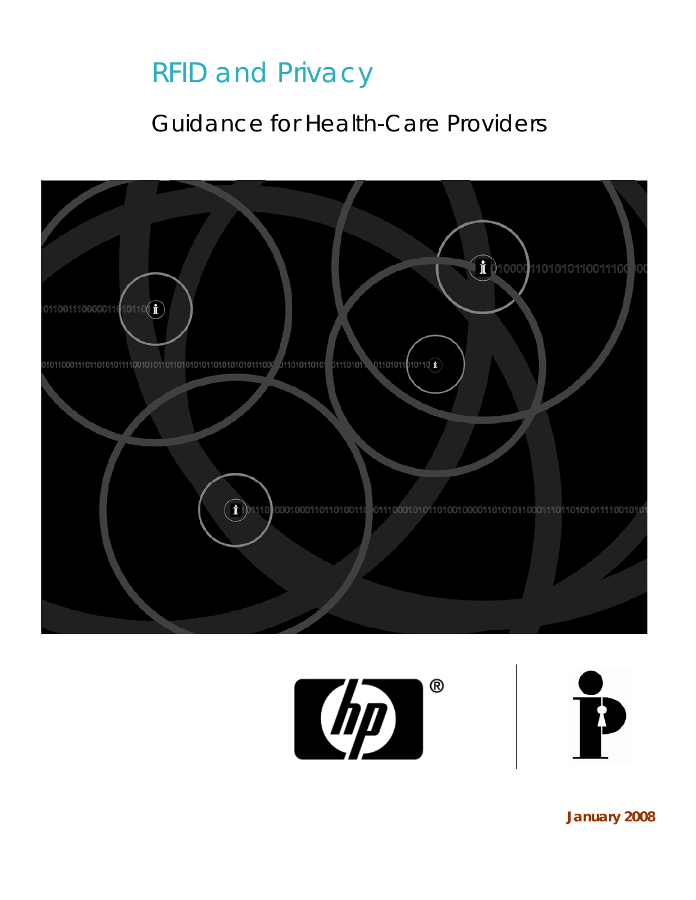# RFID and Privacy

## Guidance for Health-Care Providers

**January 2008**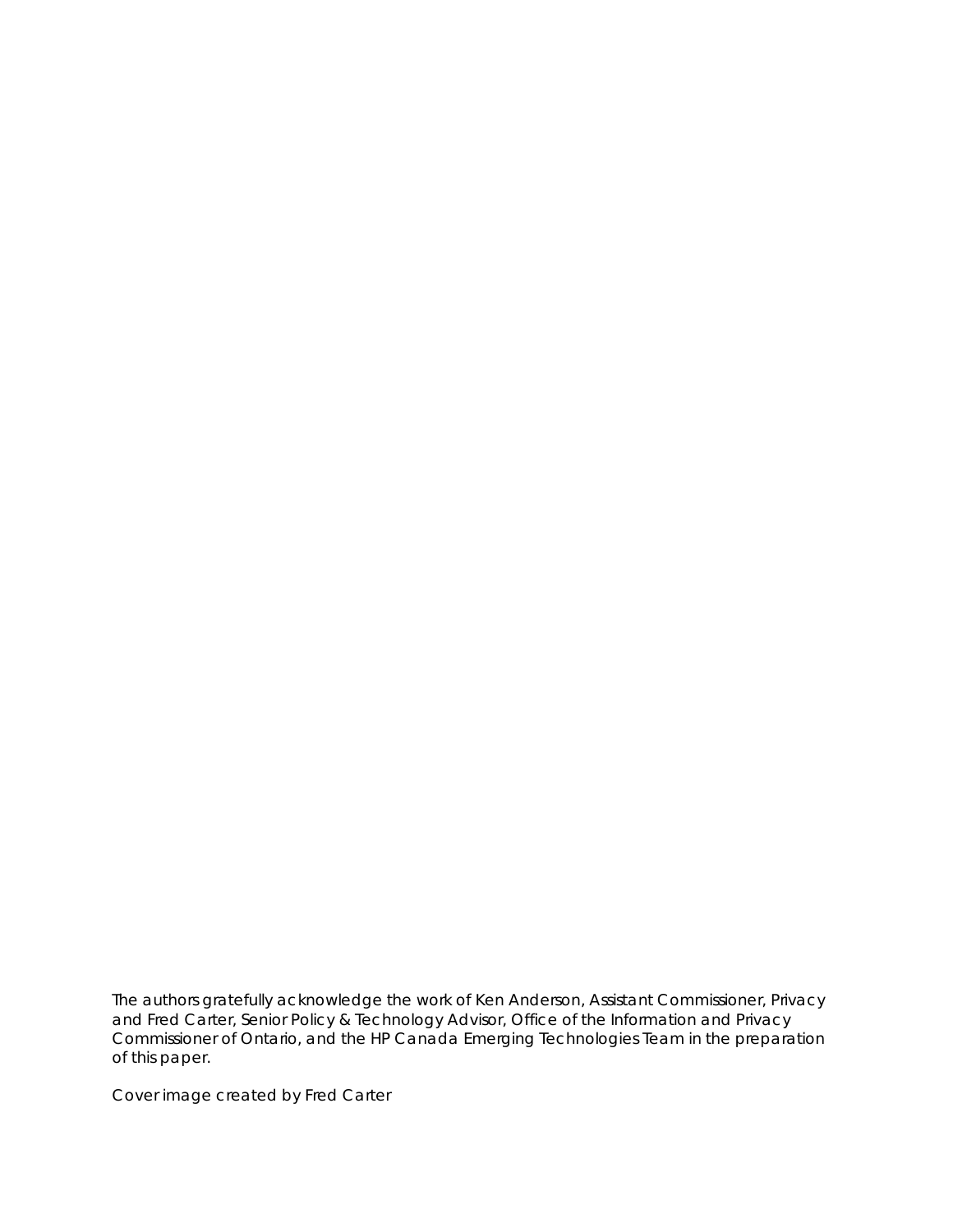The authors gratefully acknowledge the work of Ken Anderson, Assistant Commissioner, Privacy and Fred Carter, Senior Policy & Technology Advisor, Office of the Information and Privacy Commissioner of Ontario, and the HP Canada Emerging Technologies Team in the preparation of this paper.

Cover image created by Fred Carter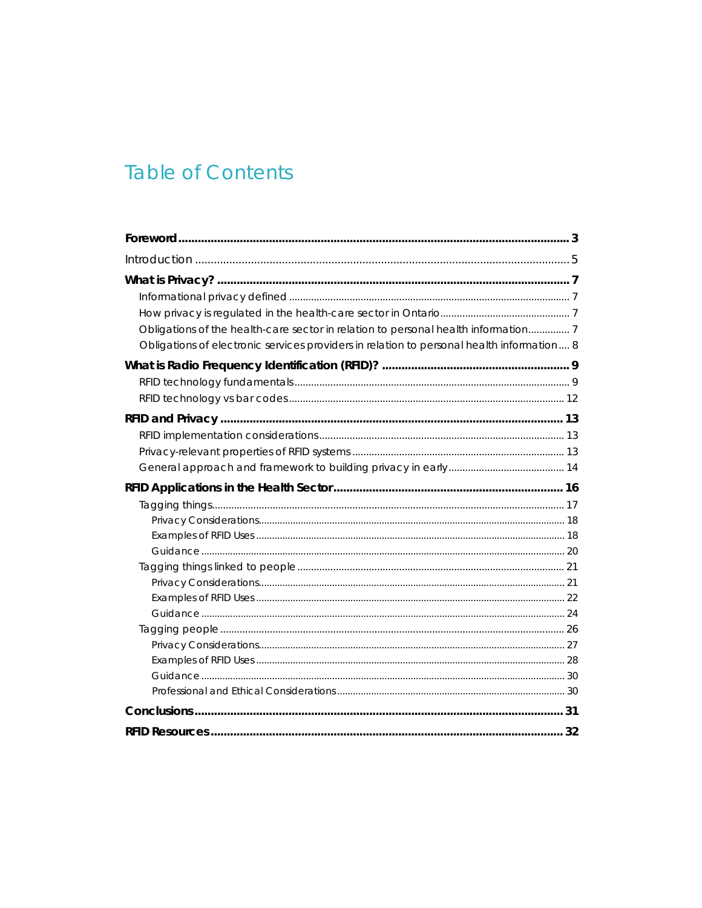# Table of Contents

- **Foreword** ........ 3
- Introduction ........ 5
- **What is Privacy?** ........ 7
  - Informational privacy defined ........ 7
  - How privacy is regulated in the health-care sector in Ontario ........ 7
  - Obligations of the health-care sector in relation to personal health information ........ 7
  - Obligations of electronic services providers in relation to personal health information ........ 8
- **What is Radio Frequency Identification (RFID)?** ........ 9
  - RFID technology fundamentals ........ 9
  - RFID technology vs bar codes ........ 12
- **RFID and Privacy** ........ 13
  - RFID implementation considerations ........ 13
  - Privacy-relevant properties of RFID systems ........ 13
  - General approach and framework to building privacy in early ........ 14
- **RFID Applications in the Health Sector** ........ 16
  - Tagging things ........ 17
    - Privacy Considerations ........ 18
    - Examples of RFID Uses ........ 18
    - Guidance ........ 20
  - Tagging things linked to people ........ 21
    - Privacy Considerations ........ 21
    - Examples of RFID Uses ........ 22
    - Guidance ........ 24
  - Tagging people ........ 26
    - Privacy Considerations ........ 27
    - Examples of RFID Uses ........ 28
    - Guidance ........ 30
    - Professional and Ethical Considerations ........ 30
- **Conclusions** ........ 31
- **RFID Resources** ........ 32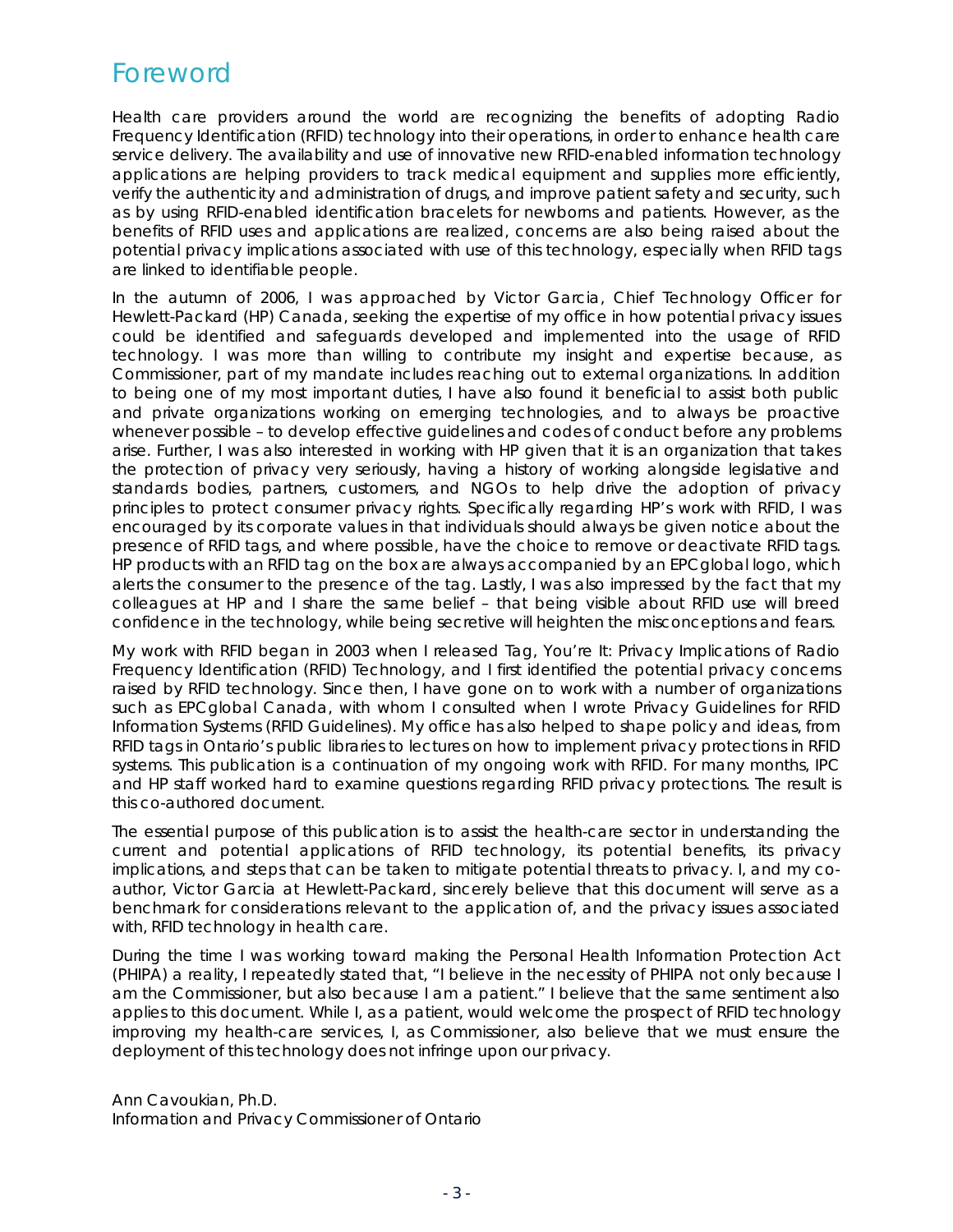# Foreword

Health care providers around the world are recognizing the benefits of adopting Radio Frequency Identification (RFID) technology into their operations, in order to enhance health care service delivery. The availability and use of innovative new RFID-enabled information technology applications are helping providers to track medical equipment and supplies more efficiently, verify the authenticity and administration of drugs, and improve patient safety and security, such as by using RFID-enabled identification bracelets for newborns and patients. However, as the benefits of RFID uses and applications are realized, concerns are also being raised about the potential privacy implications associated with use of this technology, especially when RFID tags are linked to identifiable people.

In the autumn of 2006, I was approached by Victor Garcia, Chief Technology Officer for Hewlett-Packard (HP) Canada, seeking the expertise of my office in how potential privacy issues could be identified and safeguards developed and implemented into the usage of RFID technology. I was more than willing to contribute my insight and expertise because, as Commissioner, part of my mandate includes reaching out to external organizations. In addition to being one of my most important duties, I have also found it beneficial to assist both public and private organizations working on emerging technologies, and to always be proactive whenever possible – to develop effective guidelines and codes of conduct before any problems arise. Further, I was also interested in working with HP given that it is an organization that takes the protection of privacy very seriously, having a history of working alongside legislative and standards bodies, partners, customers, and NGOs to help drive the adoption of privacy principles to protect consumer privacy rights. Specifically regarding HP's work with RFID, I was encouraged by its corporate values in that individuals should always be given notice about the presence of RFID tags, and where possible, have the choice to remove or deactivate RFID tags. HP products with an RFID tag on the box are always accompanied by an EPCglobal logo, which alerts the consumer to the presence of the tag. Lastly, I was also impressed by the fact that my colleagues at HP and I share the same belief – that being visible about RFID use will breed confidence in the technology, while being secretive will heighten the misconceptions and fears.

My work with RFID began in 2003 when I released Tag, You're It: Privacy Implications of Radio Frequency Identification (RFID) Technology, and I first identified the potential privacy concerns raised by RFID technology. Since then, I have gone on to work with a number of organizations such as EPCglobal Canada, with whom I consulted when I wrote Privacy Guidelines for RFID Information Systems (RFID Guidelines). My office has also helped to shape policy and ideas, from RFID tags in Ontario's public libraries to lectures on how to implement privacy protections in RFID systems. This publication is a continuation of my ongoing work with RFID. For many months, IPC and HP staff worked hard to examine questions regarding RFID privacy protections. The result is this co-authored document.

The essential purpose of this publication is to assist the health-care sector in understanding the current and potential applications of RFID technology, its potential benefits, its privacy implications, and steps that can be taken to mitigate potential threats to privacy. I, and my co-author, Victor Garcia at Hewlett-Packard, sincerely believe that this document will serve as a benchmark for considerations relevant to the application of, and the privacy issues associated with, RFID technology in health care.

During the time I was working toward making the Personal Health Information Protection Act (PHIPA) a reality, I repeatedly stated that, "I believe in the necessity of PHIPA not only because I am the Commissioner, but also because I am a patient." I believe that the same sentiment also applies to this document. While I, as a patient, would welcome the prospect of RFID technology improving my health-care services, I, as Commissioner, also believe that we must ensure the deployment of this technology does not infringe upon our privacy.

Ann Cavoukian, Ph.D.
Information and Privacy Commissioner of Ontario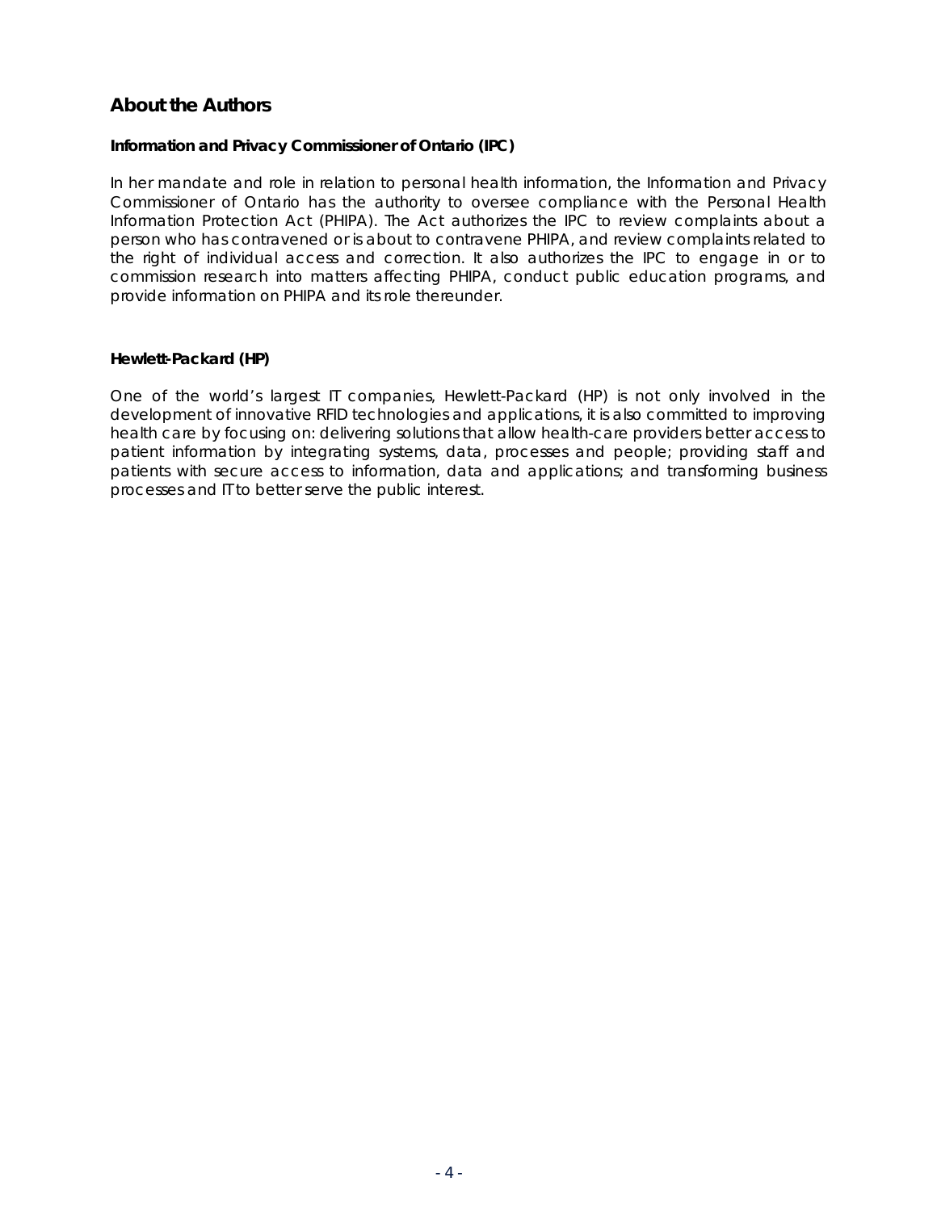## About the Authors

### Information and Privacy Commissioner of Ontario (IPC)

In her mandate and role in relation to personal health information, the Information and Privacy Commissioner of Ontario has the authority to oversee compliance with the Personal Health Information Protection Act (PHIPA). The Act authorizes the IPC to review complaints about a person who has contravened or is about to contravene PHIPA, and review complaints related to the right of individual access and correction. It also authorizes the IPC to engage in or to commission research into matters affecting PHIPA, conduct public education programs, and provide information on PHIPA and its role thereunder.

### Hewlett-Packard (HP)

One of the world's largest IT companies, Hewlett-Packard (HP) is not only involved in the development of innovative RFID technologies and applications, it is also committed to improving health care by focusing on: delivering solutions that allow health-care providers better access to patient information by integrating systems, data, processes and people; providing staff and patients with secure access to information, data and applications; and transforming business processes and IT to better serve the public interest.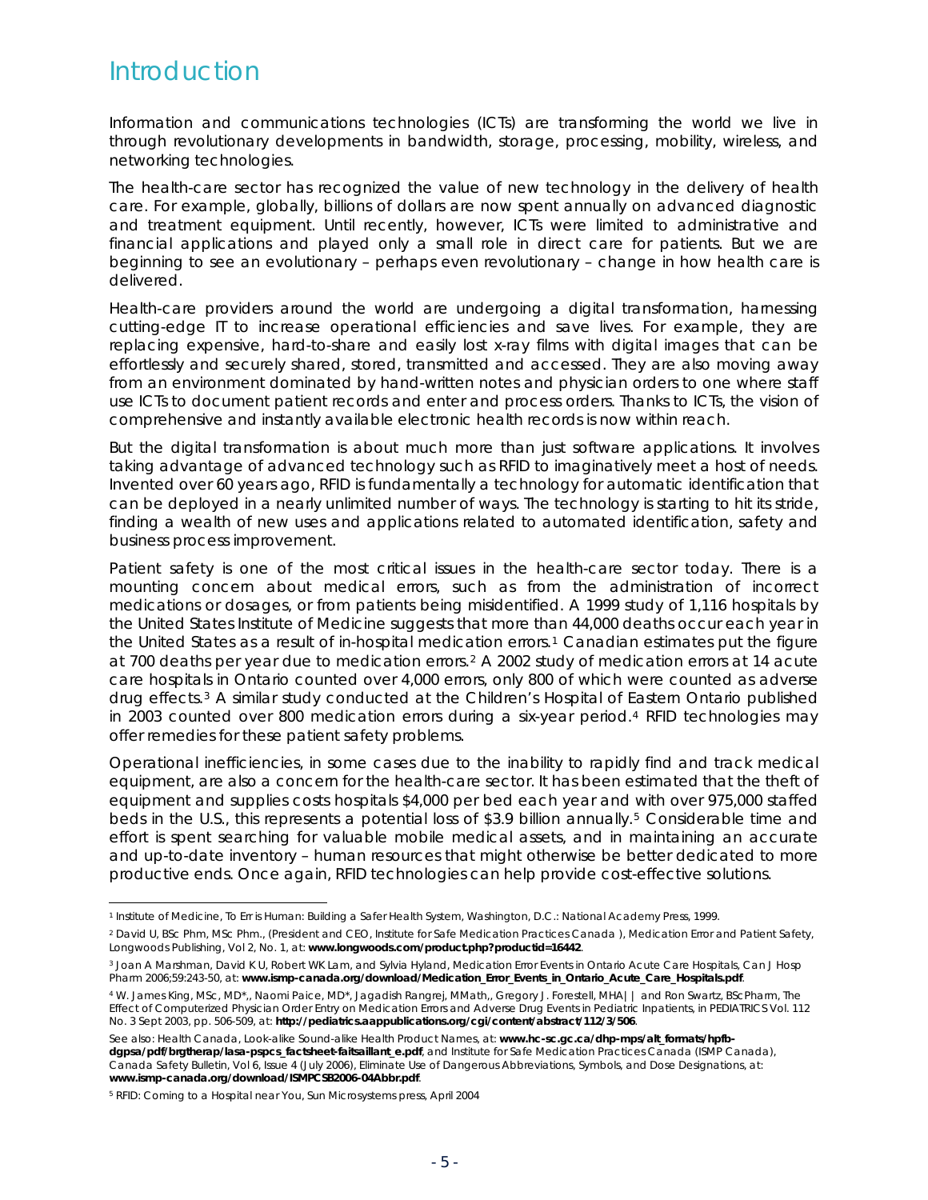# Introduction

Information and communications technologies (ICTs) are transforming the world we live in through revolutionary developments in bandwidth, storage, processing, mobility, wireless, and networking technologies.

The health-care sector has recognized the value of new technology in the delivery of health care. For example, globally, billions of dollars are now spent annually on advanced diagnostic and treatment equipment. Until recently, however, ICTs were limited to administrative and financial applications and played only a small role in direct care for patients. But we are beginning to see an evolutionary – perhaps even revolutionary – change in how health care is delivered.

Health-care providers around the world are undergoing a digital transformation, harnessing cutting-edge IT to increase operational efficiencies and save lives. For example, they are replacing expensive, hard-to-share and easily lost x-ray films with digital images that can be effortlessly and securely shared, stored, transmitted and accessed. They are also moving away from an environment dominated by hand-written notes and physician orders to one where staff use ICTs to document patient records and enter and process orders. Thanks to ICTs, the vision of comprehensive and instantly available electronic health records is now within reach.

But the digital transformation is about much more than just software applications. It involves taking advantage of advanced technology such as RFID to imaginatively meet a host of needs. Invented over 60 years ago, RFID is fundamentally a technology for automatic identification that can be deployed in a nearly unlimited number of ways. The technology is starting to hit its stride, finding a wealth of new uses and applications related to automated identification, safety and business process improvement.

Patient safety is one of the most critical issues in the health-care sector today. There is a mounting concern about medical errors, such as from the administration of incorrect medications or dosages, or from patients being misidentified. A 1999 study of 1,116 hospitals by the United States Institute of Medicine suggests that more than 44,000 deaths occur each year in the United States as a result of in-hospital medication errors.[1] Canadian estimates put the figure at 700 deaths per year due to medication errors.[2] A 2002 study of medication errors at 14 acute care hospitals in Ontario counted over 4,000 errors, only 800 of which were counted as adverse drug effects.[3] A similar study conducted at the Children's Hospital of Eastern Ontario published in 2003 counted over 800 medication errors during a six-year period.[4] RFID technologies may offer remedies for these patient safety problems.

Operational inefficiencies, in some cases due to the inability to rapidly find and track medical equipment, are also a concern for the health-care sector. It has been estimated that the theft of equipment and supplies costs hospitals $4,000 per bed each year and with over 975,000 staffed beds in the U.S., this represents a potential loss of $3.9 billion annually.[5] Considerable time and effort is spent searching for valuable mobile medical assets, and in maintaining an accurate and up-to-date inventory – human resources that might otherwise be better dedicated to more productive ends. Once again, RFID technologies can help provide cost-effective solutions.

---

[1] Institute of Medicine, To Err is Human: Building a Safer Health System, Washington, D.C.: National Academy Press, 1999.

[2] David U, BSc Phm, MSc Phm., (President and CEO, Institute for Safe Medication Practices Canada ), Medication Error and Patient Safety, Longwoods Publishing, Vol 2, No. 1, at: **www.longwoods.com/product.php?productid=16442**.

[3] Joan A Marshman, David K U, Robert WK Lam, and Sylvia Hyland, Medication Error Events in Ontario Acute Care Hospitals, Can J Hosp Pharm 2006;59:243-50, at: **www.ismp-canada.org/download/Medication_Error_Events_in_Ontario_Acute_Care_Hospitals.pdf**.

[4] W. James King, MSc, MD*,, Naomi Paice, MD*, Jagadish Rangrej, MMath,, Gregory J. Forestell, MHA|| and Ron Swartz, BSc Pharm, The Effect of Computerized Physician Order Entry on Medication Errors and Adverse Drug Events in Pediatric Inpatients, in PEDIATRICS Vol. 112 No. 3 Sept 2003, pp. 506-509, at: **http://pediatrics.aappublications.org/cgi/content/abstract/112/3/506**.

See also: Health Canada, Look-alike Sound-alike Health Product Names, at: **www.hc-sc.gc.ca/dhp-mps/alt_formats/hpfb-dgpsa/pdf/brgtherap/lasa-pspcs_factsheet-faitsaillant_e.pdf**, and Institute for Safe Medication Practices Canada (ISMP Canada), Canada Safety Bulletin, Vol 6, Issue 4 (July 2006), Eliminate Use of Dangerous Abbreviations, Symbols, and Dose Designations, at: **www.ismp-canada.org/download/ISMPCSB2006-04Abbr.pdf**.

[5] RFID: Coming to a Hospital near You, Sun Microsystems press, April 2004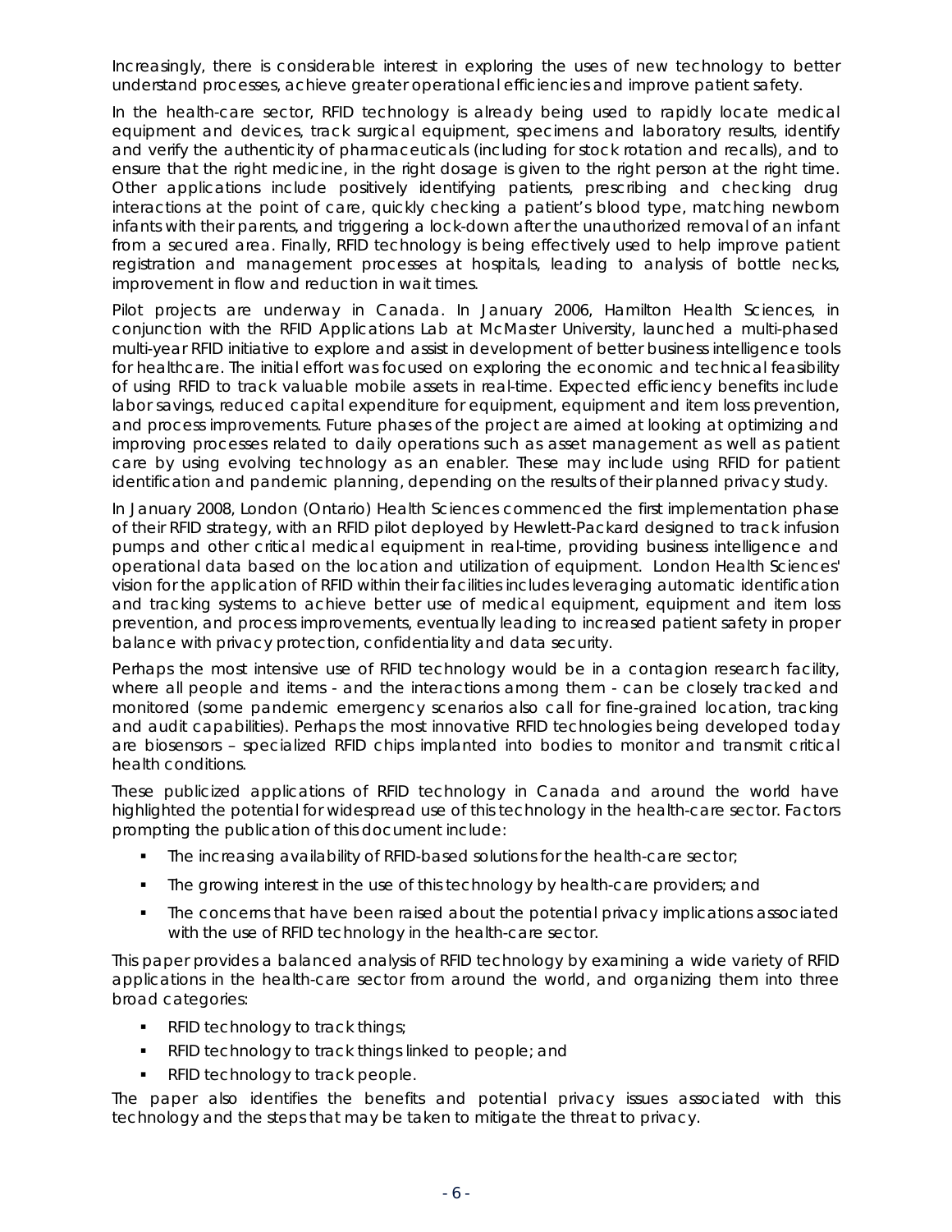Increasingly, there is considerable interest in exploring the uses of new technology to better understand processes, achieve greater operational efficiencies and improve patient safety.

In the health-care sector, RFID technology is already being used to rapidly locate medical equipment and devices, track surgical equipment, specimens and laboratory results, identify and verify the authenticity of pharmaceuticals (including for stock rotation and recalls), and to ensure that the right medicine, in the right dosage is given to the right person at the right time. Other applications include positively identifying patients, prescribing and checking drug interactions at the point of care, quickly checking a patient's blood type, matching newborn infants with their parents, and triggering a lock-down after the unauthorized removal of an infant from a secured area. Finally, RFID technology is being effectively used to help improve patient registration and management processes at hospitals, leading to analysis of bottle necks, improvement in flow and reduction in wait times.

Pilot projects are underway in Canada. In January 2006, Hamilton Health Sciences, in conjunction with the RFID Applications Lab at McMaster University, launched a multi-phased multi-year RFID initiative to explore and assist in development of better business intelligence tools for healthcare. The initial effort was focused on exploring the economic and technical feasibility of using RFID to track valuable mobile assets in real-time. Expected efficiency benefits include labor savings, reduced capital expenditure for equipment, equipment and item loss prevention, and process improvements. Future phases of the project are aimed at looking at optimizing and improving processes related to daily operations such as asset management as well as patient care by using evolving technology as an enabler. These may include using RFID for patient identification and pandemic planning, depending on the results of their planned privacy study.

In January 2008, London (Ontario) Health Sciences commenced the first implementation phase of their RFID strategy, with an RFID pilot deployed by Hewlett-Packard designed to track infusion pumps and other critical medical equipment in real-time, providing business intelligence and operational data based on the location and utilization of equipment. London Health Sciences' vision for the application of RFID within their facilities includes leveraging automatic identification and tracking systems to achieve better use of medical equipment, equipment and item loss prevention, and process improvements, eventually leading to increased patient safety in proper balance with privacy protection, confidentiality and data security.

Perhaps the most intensive use of RFID technology would be in a contagion research facility, where all people and items - and the interactions among them - can be closely tracked and monitored (some pandemic emergency scenarios also call for fine-grained location, tracking and audit capabilities). Perhaps the most innovative RFID technologies being developed today are biosensors – specialized RFID chips implanted into bodies to monitor and transmit critical health conditions.

These publicized applications of RFID technology in Canada and around the world have highlighted the potential for widespread use of this technology in the health-care sector. Factors prompting the publication of this document include:

- The increasing availability of RFID-based solutions for the health-care sector;
- The growing interest in the use of this technology by health-care providers; and
- The concerns that have been raised about the potential privacy implications associated with the use of RFID technology in the health-care sector.

This paper provides a balanced analysis of RFID technology by examining a wide variety of RFID applications in the health-care sector from around the world, and organizing them into three broad categories:

- RFID technology to track things;
- RFID technology to track things linked to people; and
- RFID technology to track people.

The paper also identifies the benefits and potential privacy issues associated with this technology and the steps that may be taken to mitigate the threat to privacy.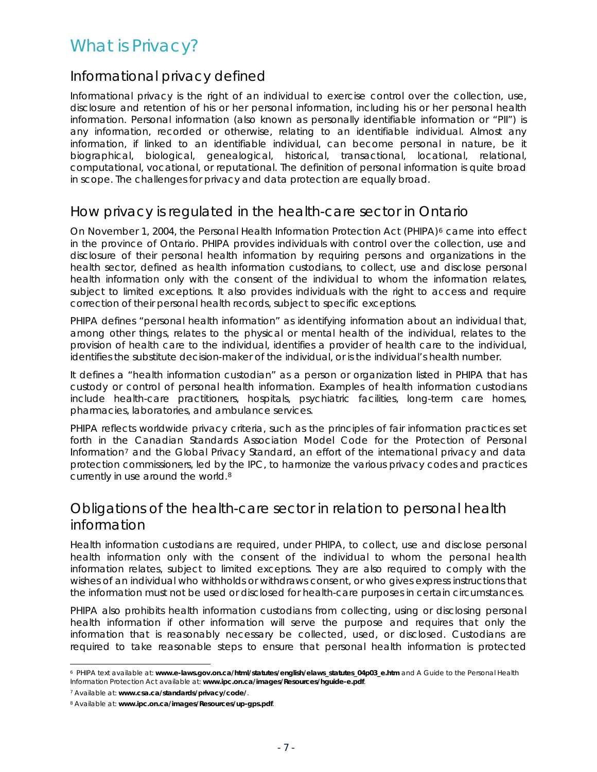# What is Privacy?

## Informational privacy defined

Informational privacy is the right of an individual to exercise control over the collection, use, disclosure and retention of his or her personal information, including his or her personal health information. Personal information (also known as personally identifiable information or "PII") is any information, recorded or otherwise, relating to an identifiable individual. Almost any information, if linked to an identifiable individual, can become personal in nature, be it biographical, biological, genealogical, historical, transactional, locational, relational, computational, vocational, or reputational. The definition of personal information is quite broad in scope. The challenges for privacy and data protection are equally broad.

## How privacy is regulated in the health-care sector in Ontario

On November 1, 2004, the Personal Health Information Protection Act (PHIPA)[6] came into effect in the province of Ontario. PHIPA provides individuals with control over the collection, use and disclosure of their personal health information by requiring persons and organizations in the health sector, defined as health information custodians, to collect, use and disclose personal health information only with the consent of the individual to whom the information relates, subject to limited exceptions. It also provides individuals with the right to access and require correction of their personal health records, subject to specific exceptions.

PHIPA defines "personal health information" as identifying information about an individual that, among other things, relates to the physical or mental health of the individual, relates to the provision of health care to the individual, identifies a provider of health care to the individual, identifies the substitute decision-maker of the individual, or is the individual's health number.

It defines a "health information custodian" as a person or organization listed in PHIPA that has custody or control of personal health information. Examples of health information custodians include health-care practitioners, hospitals, psychiatric facilities, long-term care homes, pharmacies, laboratories, and ambulance services.

PHIPA reflects worldwide privacy criteria, such as the principles of fair information practices set forth in the Canadian Standards Association Model Code for the Protection of Personal Information[7] and the Global Privacy Standard, an effort of the international privacy and data protection commissioners, led by the IPC, to harmonize the various privacy codes and practices currently in use around the world.[8]

## Obligations of the health-care sector in relation to personal health information

Health information custodians are required, under PHIPA, to collect, use and disclose personal health information only with the consent of the individual to whom the personal health information relates, subject to limited exceptions. They are also required to comply with the wishes of an individual who withholds or withdraws consent, or who gives express instructions that the information must not be used or disclosed for health-care purposes in certain circumstances.

PHIPA also prohibits health information custodians from collecting, using or disclosing personal health information if other information will serve the purpose and requires that only the information that is reasonably necessary be collected, used, or disclosed. Custodians are required to take reasonable steps to ensure that personal health information is protected

---

[6] PHIPA text available at: **www.e-laws.gov.on.ca/html/statutes/english/elaws_statutes_04p03_e.htm** and A Guide to the Personal Health Information Protection Act available at: **www.ipc.on.ca/images/Resources/hguide-e.pdf**.

[7] Available at: **www.csa.ca/standards/privacy/code/**.

[8] Available at: **www.ipc.on.ca/images/Resources/up-gps.pdf**.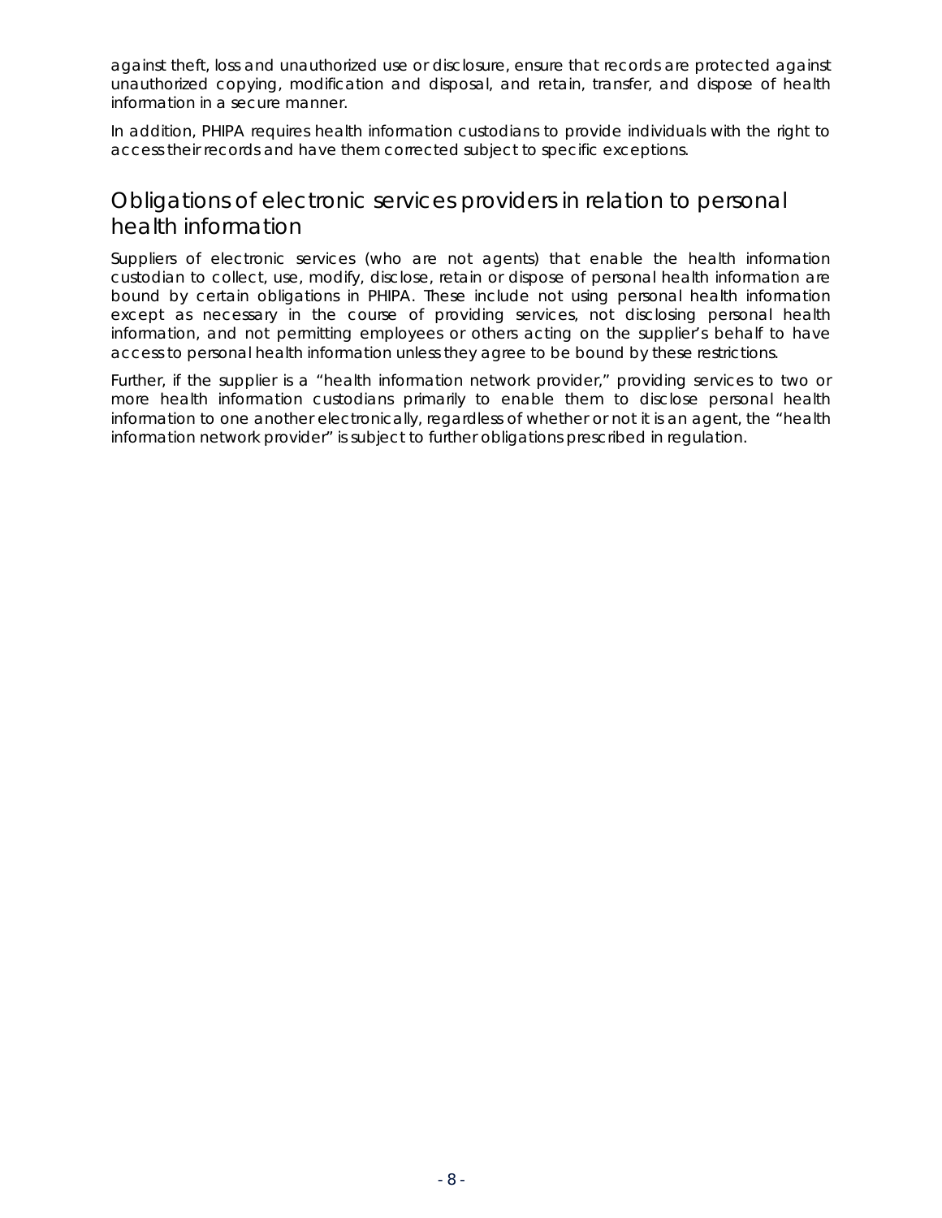against theft, loss and unauthorized use or disclosure, ensure that records are protected against unauthorized copying, modification and disposal, and retain, transfer, and dispose of health information in a secure manner.

In addition, PHIPA requires health information custodians to provide individuals with the right to access their records and have them corrected subject to specific exceptions.

## Obligations of electronic services providers in relation to personal health information

Suppliers of electronic services (who are not agents) that enable the health information custodian to collect, use, modify, disclose, retain or dispose of personal health information are bound by certain obligations in PHIPA. These include not using personal health information except as necessary in the course of providing services, not disclosing personal health information, and not permitting employees or others acting on the supplier's behalf to have access to personal health information unless they agree to be bound by these restrictions.

Further, if the supplier is a "health information network provider," providing services to two or more health information custodians primarily to enable them to disclose personal health information to one another electronically, regardless of whether or not it is an agent, the "health information network provider" is subject to further obligations prescribed in regulation.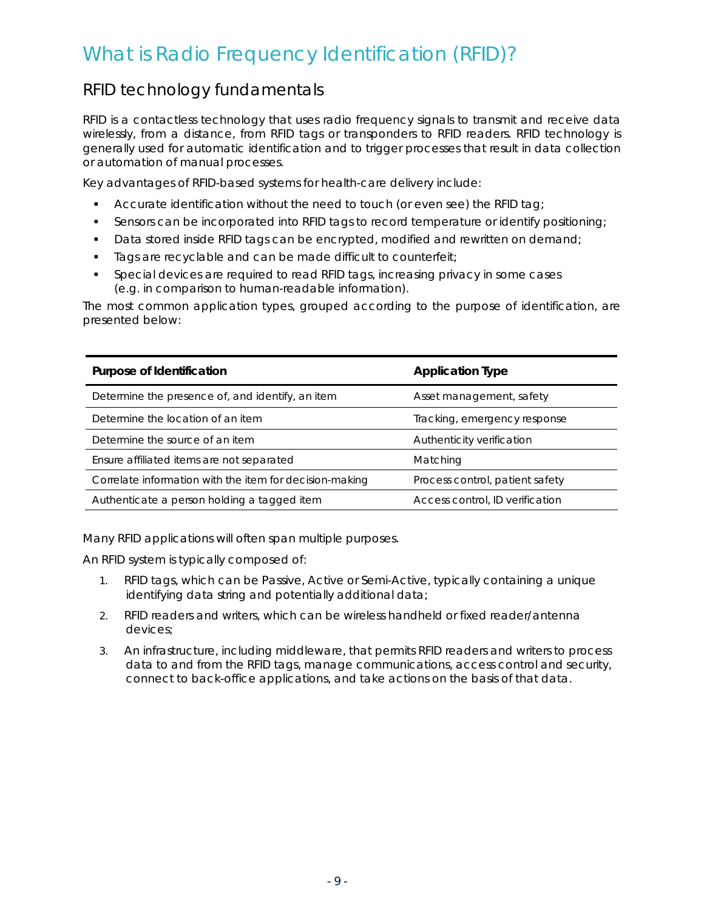# What is Radio Frequency Identification (RFID)?

## RFID technology fundamentals

RFID is a contactless technology that uses radio frequency signals to transmit and receive data wirelessly, from a distance, from RFID tags or transponders to RFID readers. RFID technology is generally used for automatic identification and to trigger processes that result in data collection or automation of manual processes.

Key advantages of RFID-based systems for health-care delivery include:

- Accurate identification without the need to touch (or even see) the RFID tag;
- Sensors can be incorporated into RFID tags to record temperature or identify positioning;
- Data stored inside RFID tags can be encrypted, modified and rewritten on demand;
- Tags are recyclable and can be made difficult to counterfeit;
- Special devices are required to read RFID tags, increasing privacy in some cases (e.g. in comparison to human-readable information).

The most common application types, grouped according to the purpose of identification, are presented below:

| Purpose of Identification | Application Type |
|---|---|
| Determine the presence of, and identify, an item | Asset management, safety |
| Determine the location of an item | Tracking, emergency response |
| Determine the source of an item | Authenticity verification |
| Ensure affiliated items are not separated | Matching |
| Correlate information with the item for decision-making | Process control, patient safety |
| Authenticate a person holding a tagged item | Access control, ID verification |

Many RFID applications will often span multiple purposes.

An RFID system is typically composed of:

1. RFID tags, which can be Passive, Active or Semi-Active, typically containing a unique identifying data string and potentially additional data;
2. RFID readers and writers, which can be wireless handheld or fixed reader/antenna devices;
3. An infrastructure, including middleware, that permits RFID readers and writers to process data to and from the RFID tags, manage communications, access control and security, connect to back-office applications, and take actions on the basis of that data.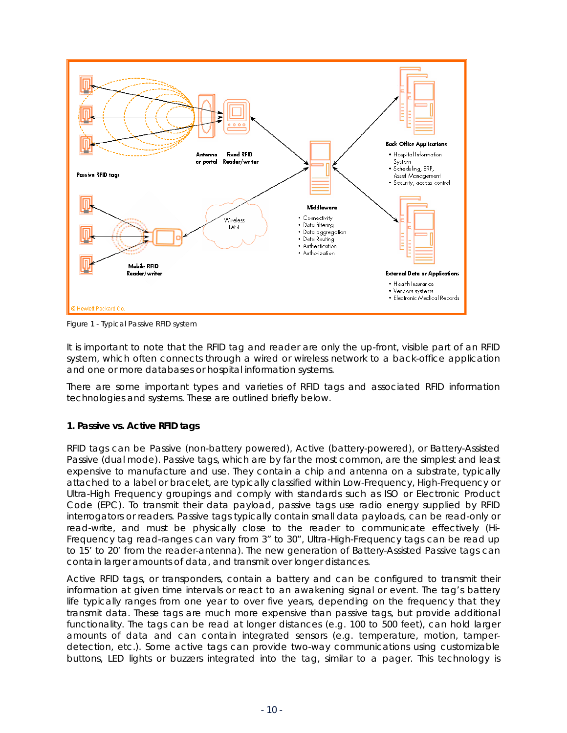Figure 1 - Typical Passive RFID system

It is important to note that the RFID tag and reader are only the up-front, visible part of an RFID system, which often connects through a wired or wireless network to a back-office application and one or more databases or hospital information systems.

There are some important types and varieties of RFID tags and associated RFID information technologies and systems. These are outlined briefly below.

**1. Passive vs. Active RFID tags**

RFID tags can be Passive (non-battery powered), Active (battery-powered), or Battery-Assisted Passive (dual mode). Passive tags, which are by far the most common, are the simplest and least expensive to manufacture and use. They contain a chip and antenna on a substrate, typically attached to a label or bracelet, are typically classified within Low-Frequency, High-Frequency or Ultra-High Frequency groupings and comply with standards such as ISO or Electronic Product Code (EPC). To transmit their data payload, passive tags use radio energy supplied by RFID interrogators or readers. Passive tags typically contain small data payloads, can be read-only or read-write, and must be physically close to the reader to communicate effectively (Hi-Frequency tag read-ranges can vary from 3" to 30", Ultra-High-Frequency tags can be read up to 15' to 20' from the reader-antenna). The new generation of Battery-Assisted Passive tags can contain larger amounts of data, and transmit over longer distances.

Active RFID tags, or transponders, contain a battery and can be configured to transmit their information at given time intervals or react to an awakening signal or event. The tag's battery life typically ranges from one year to over five years, depending on the frequency that they transmit data. These tags are much more expensive than passive tags, but provide additional functionality. The tags can be read at longer distances (e.g. 100 to 500 feet), can hold larger amounts of data and can contain integrated sensors (e.g. temperature, motion, tamper-detection, etc.). Some active tags can provide two-way communications using customizable buttons, LED lights or buzzers integrated into the tag, similar to a pager. This technology is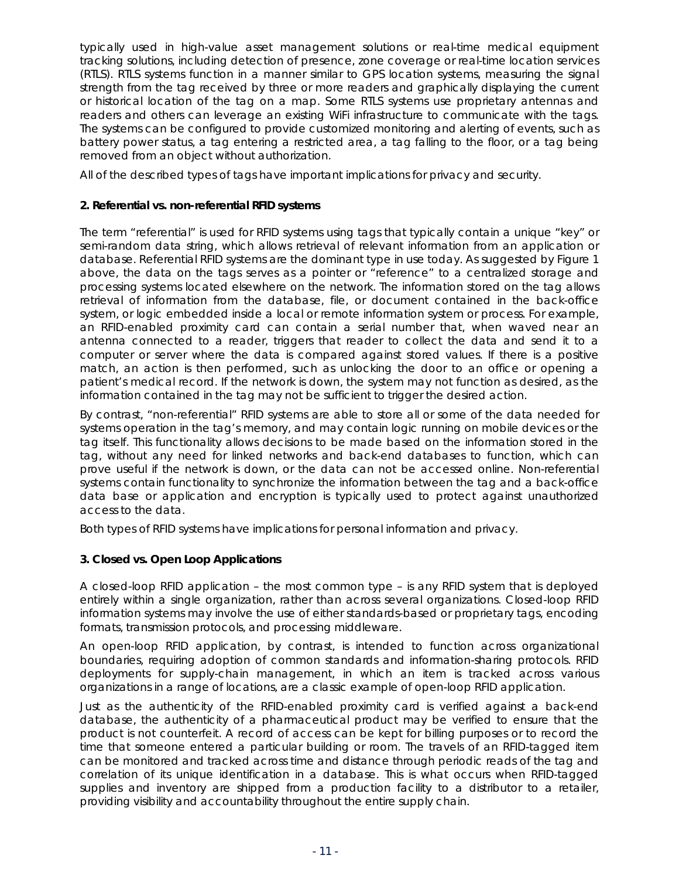typically used in high-value asset management solutions or real-time medical equipment tracking solutions, including detection of presence, zone coverage or real-time location services (RTLS). RTLS systems function in a manner similar to GPS location systems, measuring the signal strength from the tag received by three or more readers and graphically displaying the current or historical location of the tag on a map. Some RTLS systems use proprietary antennas and readers and others can leverage an existing WiFi infrastructure to communicate with the tags. The systems can be configured to provide customized monitoring and alerting of events, such as battery power status, a tag entering a restricted area, a tag falling to the floor, or a tag being removed from an object without authorization.

All of the described types of tags have important implications for privacy and security.

### 2. Referential vs. non-referential RFID systems

The term "referential" is used for RFID systems using tags that typically contain a unique "key" or semi-random data string, which allows retrieval of relevant information from an application or database. Referential RFID systems are the dominant type in use today. As suggested by Figure 1 above, the data on the tags serves as a pointer or "reference" to a centralized storage and processing systems located elsewhere on the network. The information stored on the tag allows retrieval of information from the database, file, or document contained in the back-office system, or logic embedded inside a local or remote information system or process. For example, an RFID-enabled proximity card can contain a serial number that, when waved near an antenna connected to a reader, triggers that reader to collect the data and send it to a computer or server where the data is compared against stored values. If there is a positive match, an action is then performed, such as unlocking the door to an office or opening a patient's medical record. If the network is down, the system may not function as desired, as the information contained in the tag may not be sufficient to trigger the desired action.

By contrast, "non-referential" RFID systems are able to store all or some of the data needed for systems operation in the tag's memory, and may contain logic running on mobile devices or the tag itself. This functionality allows decisions to be made based on the information stored in the tag, without any need for linked networks and back-end databases to function, which can prove useful if the network is down, or the data can not be accessed online. Non-referential systems contain functionality to synchronize the information between the tag and a back-office data base or application and encryption is typically used to protect against unauthorized access to the data.

Both types of RFID systems have implications for personal information and privacy.

### 3. Closed vs. Open Loop Applications

A closed-loop RFID application – the most common type – is any RFID system that is deployed entirely within a single organization, rather than across several organizations. Closed-loop RFID information systems may involve the use of either standards-based or proprietary tags, encoding formats, transmission protocols, and processing middleware.

An open-loop RFID application, by contrast, is intended to function across organizational boundaries, requiring adoption of common standards and information-sharing protocols. RFID deployments for supply-chain management, in which an item is tracked across various organizations in a range of locations, are a classic example of open-loop RFID application.

Just as the authenticity of the RFID-enabled proximity card is verified against a back-end database, the authenticity of a pharmaceutical product may be verified to ensure that the product is not counterfeit. A record of access can be kept for billing purposes or to record the time that someone entered a particular building or room. The travels of an RFID-tagged item can be monitored and tracked across time and distance through periodic reads of the tag and correlation of its unique identification in a database. This is what occurs when RFID-tagged supplies and inventory are shipped from a production facility to a distributor to a retailer, providing visibility and accountability throughout the entire supply chain.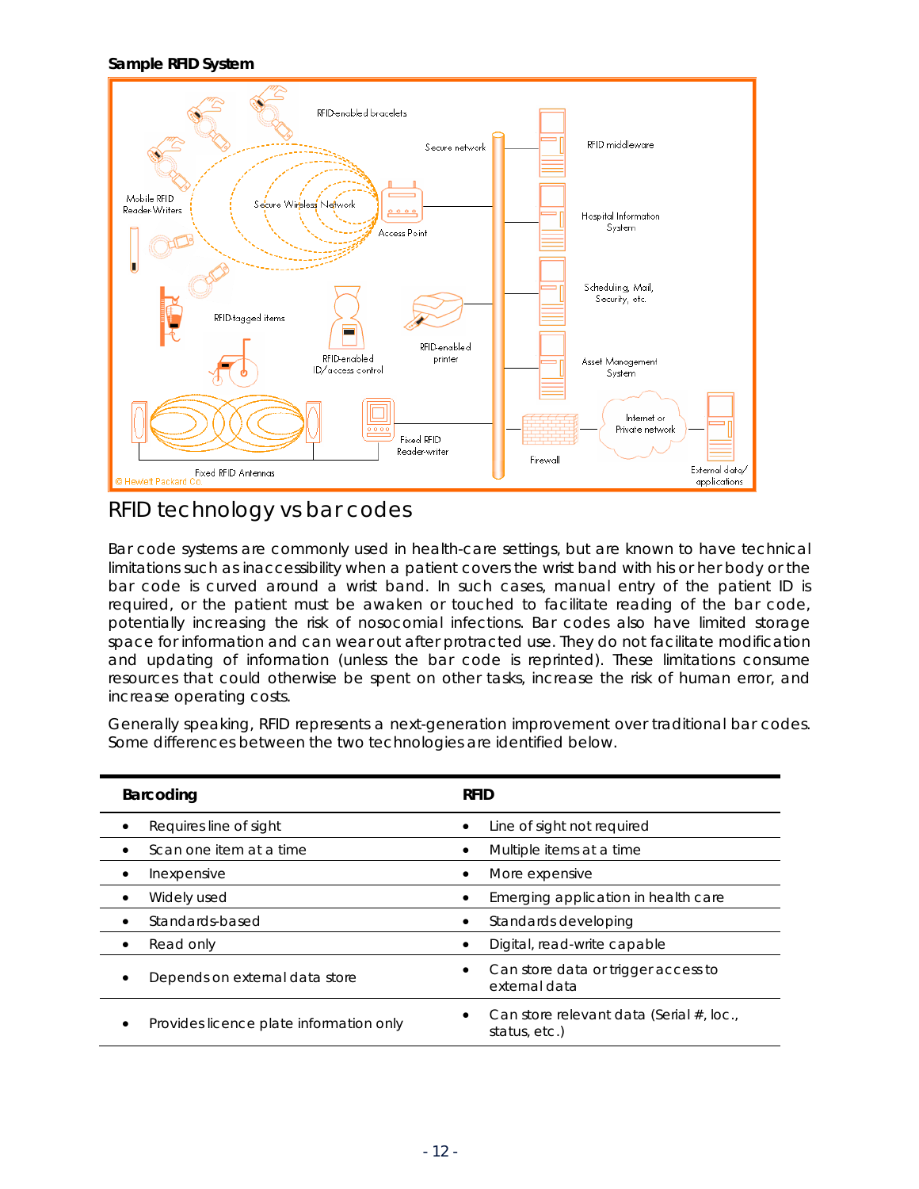**Sample RFID System**

# RFID technology vs bar codes

Bar code systems are commonly used in health-care settings, but are known to have technical limitations such as inaccessibility when a patient covers the wrist band with his or her body or the bar code is curved around a wrist band. In such cases, manual entry of the patient ID is required, or the patient must be awaken or touched to facilitate reading of the bar code, potentially increasing the risk of nosocomial infections. Bar codes also have limited storage space for information and can wear out after protracted use. They do not facilitate modification and updating of information (unless the bar code is reprinted). These limitations consume resources that could otherwise be spent on other tasks, increase the risk of human error, and increase operating costs.

Generally speaking, RFID represents a next-generation improvement over traditional bar codes. Some differences between the two technologies are identified below.

| **Barcoding** | **RFID** |
|---|---|
| • Requires line of sight | • Line of sight not required |
| • Scan one item at a time | • Multiple items at a time |
| • Inexpensive | • More expensive |
| • Widely used | • Emerging application in health care |
| • Standards-based | • Standards developing |
| • Read only | • Digital, read-write capable |
| • Depends on external data store | • Can store data or trigger access to external data |
| • Provides licence plate information only | • Can store relevant data (Serial #, loc., status, etc.) |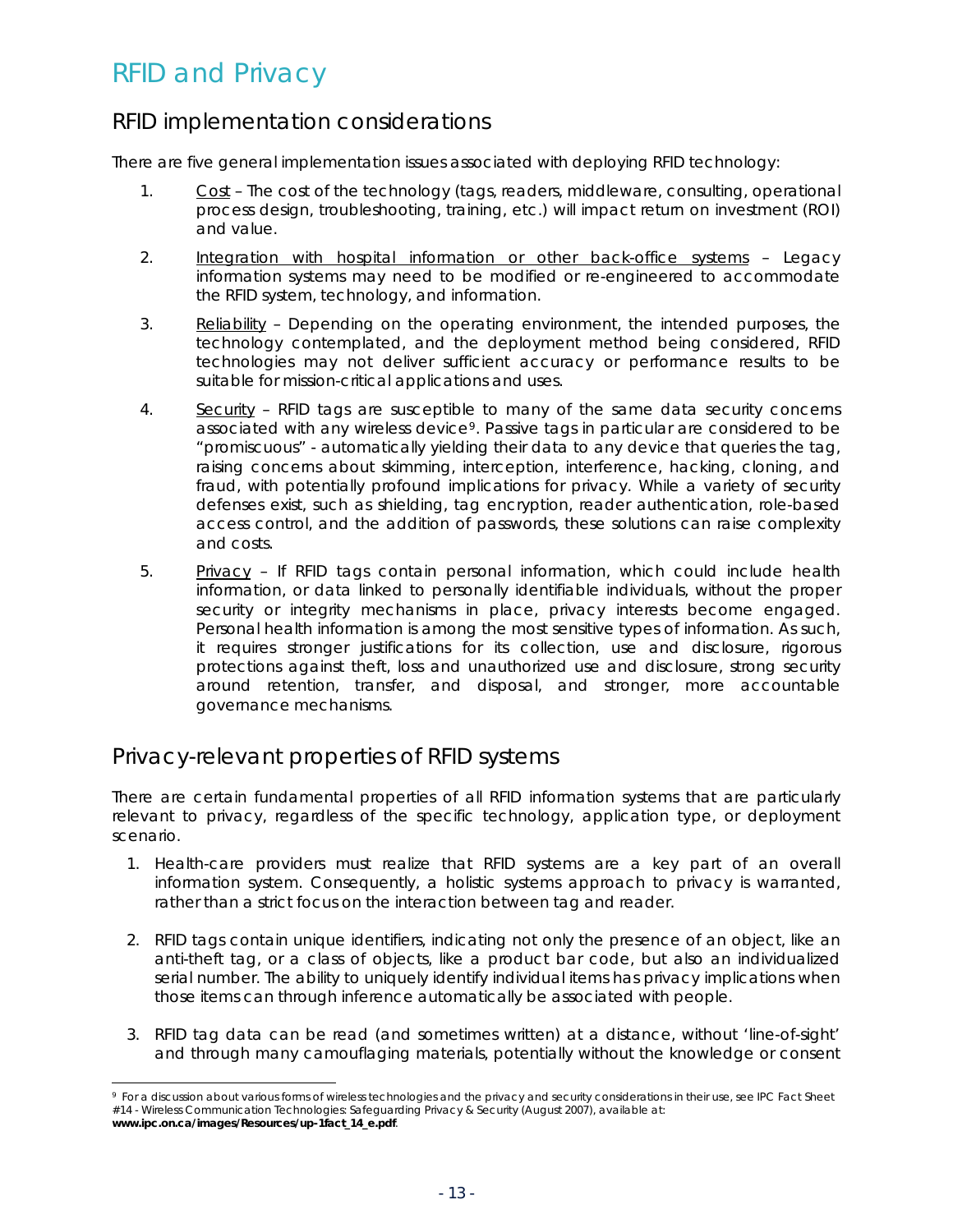# RFID and Privacy

## RFID implementation considerations

There are five general implementation issues associated with deploying RFID technology:

1. Cost – The cost of the technology (tags, readers, middleware, consulting, operational process design, troubleshooting, training, etc.) will impact return on investment (ROI) and value.

2. Integration with hospital information or other back-office systems – Legacy information systems may need to be modified or re-engineered to accommodate the RFID system, technology, and information.

3. Reliability – Depending on the operating environment, the intended purposes, the technology contemplated, and the deployment method being considered, RFID technologies may not deliver sufficient accuracy or performance results to be suitable for mission-critical applications and uses.

4. Security – RFID tags are susceptible to many of the same data security concerns associated with any wireless device[9]. Passive tags in particular are considered to be "promiscuous" - automatically yielding their data to any device that queries the tag, raising concerns about skimming, interception, interference, hacking, cloning, and fraud, with potentially profound implications for privacy. While a variety of security defenses exist, such as shielding, tag encryption, reader authentication, role-based access control, and the addition of passwords, these solutions can raise complexity and costs.

5. Privacy – If RFID tags contain personal information, which could include health information, or data linked to personally identifiable individuals, without the proper security or integrity mechanisms in place, privacy interests become engaged. Personal health information is among the most sensitive types of information. As such, it requires stronger justifications for its collection, use and disclosure, rigorous protections against theft, loss and unauthorized use and disclosure, strong security around retention, transfer, and disposal, and stronger, more accountable governance mechanisms.

## Privacy-relevant properties of RFID systems

There are certain fundamental properties of all RFID information systems that are particularly relevant to privacy, regardless of the specific technology, application type, or deployment scenario.

1. Health-care providers must realize that RFID systems are a key part of an overall information system. Consequently, a holistic systems approach to privacy is warranted, rather than a strict focus on the interaction between tag and reader.

2. RFID tags contain unique identifiers, indicating not only the presence of an object, like an anti-theft tag, or a class of objects, like a product bar code, but also an individualized serial number. The ability to uniquely identify individual items has privacy implications when those items can through inference automatically be associated with people.

3. RFID tag data can be read (and sometimes written) at a distance, without 'line-of-sight' and through many camouflaging materials, potentially without the knowledge or consent

---

[9] For a discussion about various forms of wireless technologies and the privacy and security considerations in their use, see IPC Fact Sheet #14 - Wireless Communication Technologies: Safeguarding Privacy & Security (August 2007), available at: **www.ipc.on.ca/images/Resources/up-1fact_14_e.pdf**.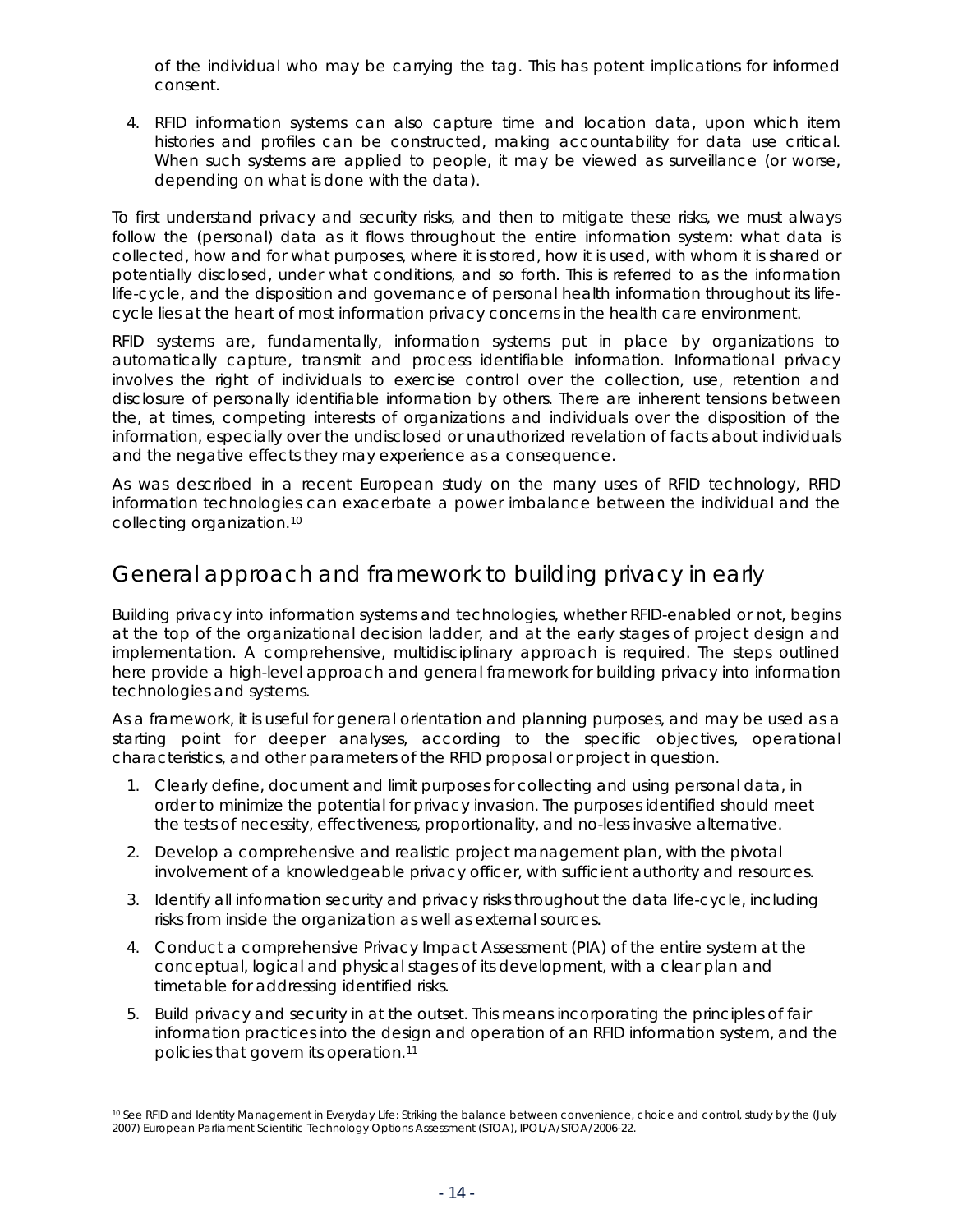of the individual who may be carrying the tag. This has potent implications for informed consent.

4. RFID information systems can also capture time and location data, upon which item histories and profiles can be constructed, making accountability for data use critical. When such systems are applied to people, it may be viewed as surveillance (or worse, depending on what is done with the data).

To first understand privacy and security risks, and then to mitigate these risks, we must always follow the (personal) data as it flows throughout the entire information system: what data is collected, how and for what purposes, where it is stored, how it is used, with whom it is shared or potentially disclosed, under what conditions, and so forth. This is referred to as the information life-cycle, and the disposition and governance of personal health information throughout its life-cycle lies at the heart of most information privacy concerns in the health care environment.

RFID systems are, fundamentally, information systems put in place by organizations to automatically capture, transmit and process identifiable information. Informational privacy involves the right of individuals to exercise control over the collection, use, retention and disclosure of personally identifiable information by others. There are inherent tensions between the, at times, competing interests of organizations and individuals over the disposition of the information, especially over the undisclosed or unauthorized revelation of facts about individuals and the negative effects they may experience as a consequence.

As was described in a recent European study on the many uses of RFID technology, RFID information technologies can exacerbate a power imbalance between the individual and the collecting organization.[10]

## General approach and framework to building privacy in early

Building privacy into information systems and technologies, whether RFID-enabled or not, begins at the top of the organizational decision ladder, and at the early stages of project design and implementation. A comprehensive, multidisciplinary approach is required. The steps outlined here provide a high-level approach and general framework for building privacy into information technologies and systems.

As a framework, it is useful for general orientation and planning purposes, and may be used as a starting point for deeper analyses, according to the specific objectives, operational characteristics, and other parameters of the RFID proposal or project in question.

1. Clearly define, document and limit purposes for collecting and using personal data, in order to minimize the potential for privacy invasion. The purposes identified should meet the tests of necessity, effectiveness, proportionality, and no-less invasive alternative.
2. Develop a comprehensive and realistic project management plan, with the pivotal involvement of a knowledgeable privacy officer, with sufficient authority and resources.
3. Identify all information security and privacy risks throughout the data life-cycle, including risks from inside the organization as well as external sources.
4. Conduct a comprehensive Privacy Impact Assessment (PIA) of the entire system at the conceptual, logical and physical stages of its development, with a clear plan and timetable for addressing identified risks.
5. Build privacy and security in at the outset. This means incorporating the principles of fair information practices into the design and operation of an RFID information system, and the policies that govern its operation.[11]

[10] See RFID and Identity Management in Everyday Life: Striking the balance between convenience, choice and control, study by the (July 2007) European Parliament Scientific Technology Options Assessment (STOA), IPOL/A/STOA/2006-22.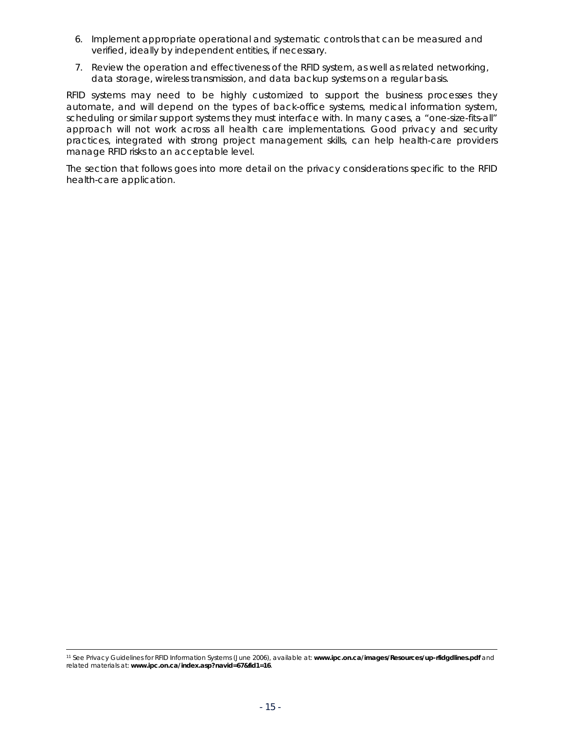6. Implement appropriate operational and systematic controls that can be measured and verified, ideally by independent entities, if necessary.
7. Review the operation and effectiveness of the RFID system, as well as related networking, data storage, wireless transmission, and data backup systems on a regular basis.

RFID systems may need to be highly customized to support the business processes they automate, and will depend on the types of back-office systems, medical information system, scheduling or similar support systems they must interface with. In many cases, a "one-size-fits-all" approach will not work across all health care implementations. Good privacy and security practices, integrated with strong project management skills, can help health-care providers manage RFID risks to an acceptable level.

The section that follows goes into more detail on the privacy considerations specific to the RFID health-care application.

---

[11] See Privacy Guidelines for RFID Information Systems (June 2006), available at: **www.ipc.on.ca/images/Resources/up-rfidgdlines.pdf** and related materials at: **www.ipc.on.ca/index.asp?navid=67&fid1=16**.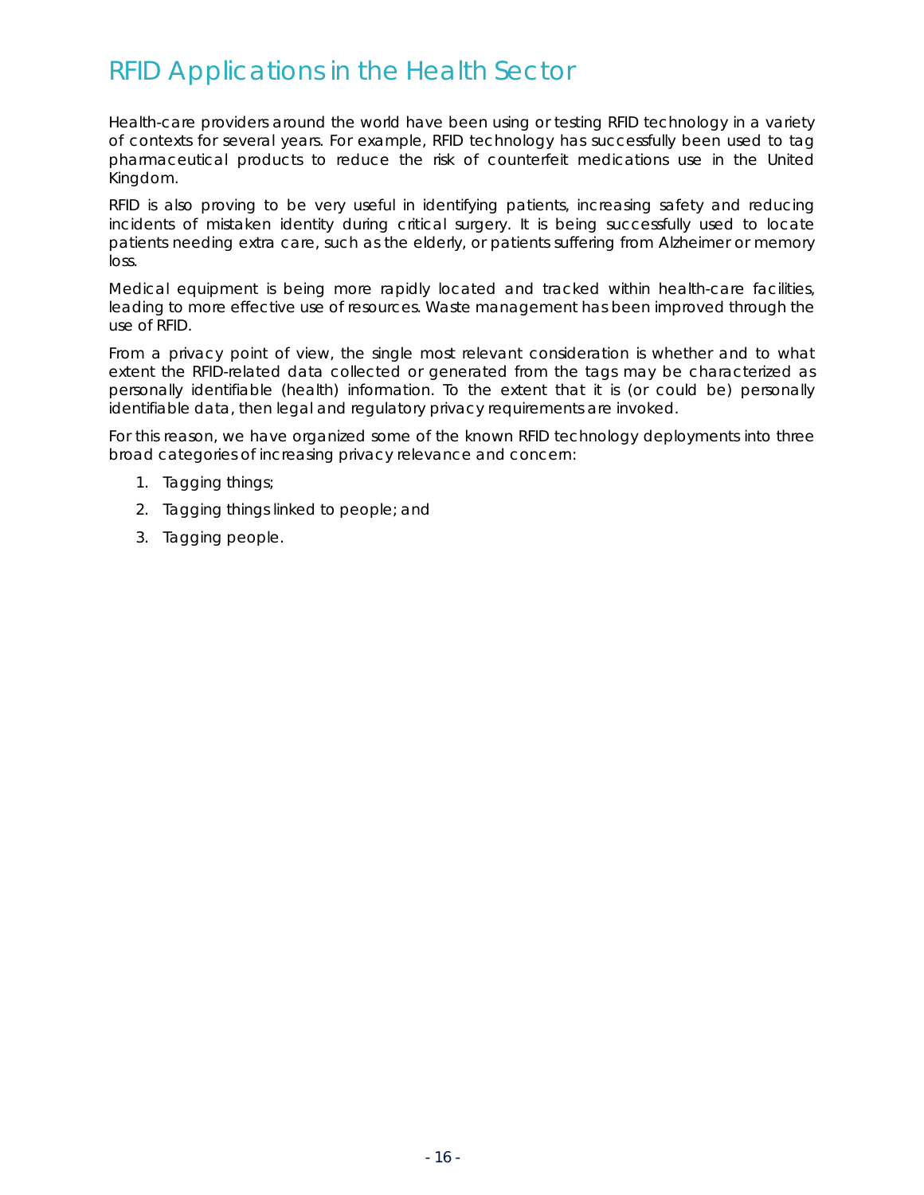# RFID Applications in the Health Sector

Health-care providers around the world have been using or testing RFID technology in a variety of contexts for several years. For example, RFID technology has successfully been used to tag pharmaceutical products to reduce the risk of counterfeit medications use in the United Kingdom.

RFID is also proving to be very useful in identifying patients, increasing safety and reducing incidents of mistaken identity during critical surgery. It is being successfully used to locate patients needing extra care, such as the elderly, or patients suffering from Alzheimer or memory loss.

Medical equipment is being more rapidly located and tracked within health-care facilities, leading to more effective use of resources. Waste management has been improved through the use of RFID.

From a privacy point of view, the single most relevant consideration is whether and to what extent the RFID-related data collected or generated from the tags may be characterized as personally identifiable (health) information. To the extent that it is (or could be) personally identifiable data, then legal and regulatory privacy requirements are invoked.

For this reason, we have organized some of the known RFID technology deployments into three broad categories of increasing privacy relevance and concern:

1. Tagging things;
2. Tagging things linked to people; and
3. Tagging people.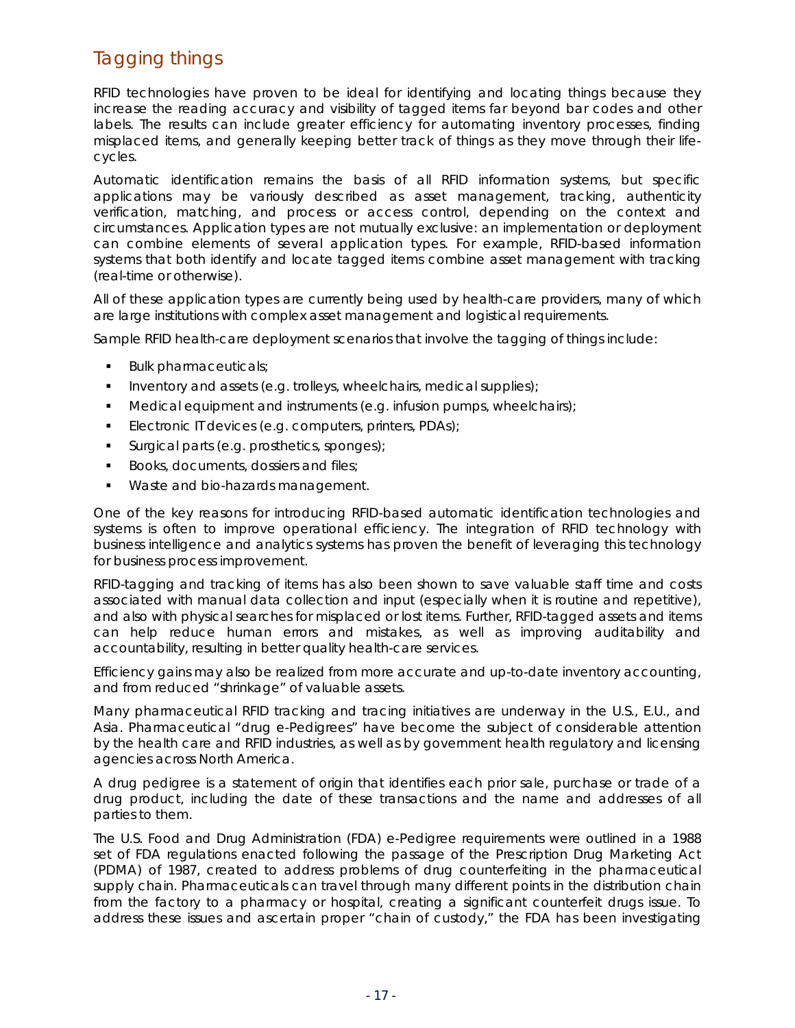## Tagging things

RFID technologies have proven to be ideal for identifying and locating things because they increase the reading accuracy and visibility of tagged items far beyond bar codes and other labels. The results can include greater efficiency for automating inventory processes, finding misplaced items, and generally keeping better track of things as they move through their life-cycles.

Automatic identification remains the basis of all RFID information systems, but specific applications may be variously described as asset management, tracking, authenticity verification, matching, and process or access control, depending on the context and circumstances. Application types are not mutually exclusive: an implementation or deployment can combine elements of several application types. For example, RFID-based information systems that both identify and locate tagged items combine asset management with tracking (real-time or otherwise).

All of these application types are currently being used by health-care providers, many of which are large institutions with complex asset management and logistical requirements.

Sample RFID health-care deployment scenarios that involve the tagging of things include:

- Bulk pharmaceuticals;
- Inventory and assets (e.g. trolleys, wheelchairs, medical supplies);
- Medical equipment and instruments (e.g. infusion pumps, wheelchairs);
- Electronic IT devices (e.g. computers, printers, PDAs);
- Surgical parts (e.g. prosthetics, sponges);
- Books, documents, dossiers and files;
- Waste and bio-hazards management.

One of the key reasons for introducing RFID-based automatic identification technologies and systems is often to improve operational efficiency. The integration of RFID technology with business intelligence and analytics systems has proven the benefit of leveraging this technology for business process improvement.

RFID-tagging and tracking of items has also been shown to save valuable staff time and costs associated with manual data collection and input (especially when it is routine and repetitive), and also with physical searches for misplaced or lost items. Further, RFID-tagged assets and items can help reduce human errors and mistakes, as well as improving auditability and accountability, resulting in better quality health-care services.

Efficiency gains may also be realized from more accurate and up-to-date inventory accounting, and from reduced "shrinkage" of valuable assets.

Many pharmaceutical RFID tracking and tracing initiatives are underway in the U.S., E.U., and Asia. Pharmaceutical "drug e-Pedigrees" have become the subject of considerable attention by the health care and RFID industries, as well as by government health regulatory and licensing agencies across North America.

A drug pedigree is a statement of origin that identifies each prior sale, purchase or trade of a drug product, including the date of these transactions and the name and addresses of all parties to them.

The U.S. Food and Drug Administration (FDA) e-Pedigree requirements were outlined in a 1988 set of FDA regulations enacted following the passage of the Prescription Drug Marketing Act (PDMA) of 1987, created to address problems of drug counterfeiting in the pharmaceutical supply chain. Pharmaceuticals can travel through many different points in the distribution chain from the factory to a pharmacy or hospital, creating a significant counterfeit drugs issue. To address these issues and ascertain proper "chain of custody," the FDA has been investigating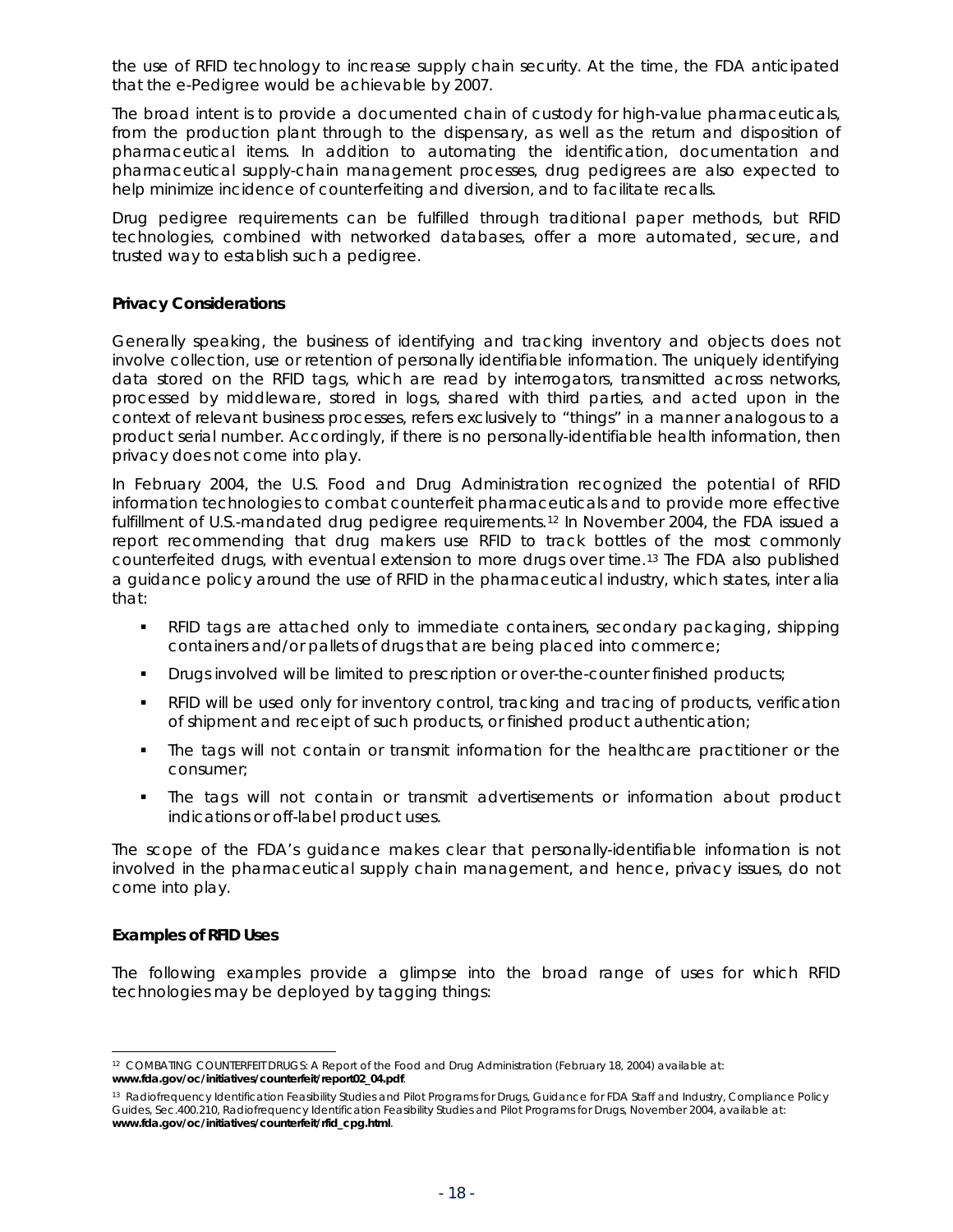the use of RFID technology to increase supply chain security. At the time, the FDA anticipated that the e-Pedigree would be achievable by 2007.

The broad intent is to provide a documented chain of custody for high-value pharmaceuticals, from the production plant through to the dispensary, as well as the return and disposition of pharmaceutical items. In addition to automating the identification, documentation and pharmaceutical supply-chain management processes, drug pedigrees are also expected to help minimize incidence of counterfeiting and diversion, and to facilitate recalls.

Drug pedigree requirements can be fulfilled through traditional paper methods, but RFID technologies, combined with networked databases, offer a more automated, secure, and trusted way to establish such a pedigree.

### Privacy Considerations

Generally speaking, the business of identifying and tracking inventory and objects does not involve collection, use or retention of personally identifiable information. The uniquely identifying data stored on the RFID tags, which are read by interrogators, transmitted across networks, processed by middleware, stored in logs, shared with third parties, and acted upon in the context of relevant business processes, refers exclusively to "things" in a manner analogous to a product serial number. Accordingly, if there is no personally-identifiable health information, then privacy does not come into play.

In February 2004, the U.S. Food and Drug Administration recognized the potential of RFID information technologies to combat counterfeit pharmaceuticals and to provide more effective fulfillment of U.S.-mandated drug pedigree requirements.[12] In November 2004, the FDA issued a report recommending that drug makers use RFID to track bottles of the most commonly counterfeited drugs, with eventual extension to more drugs over time.[13] The FDA also published a guidance policy around the use of RFID in the pharmaceutical industry, which states, inter alia that:

- RFID tags are attached only to immediate containers, secondary packaging, shipping containers and/or pallets of drugs that are being placed into commerce;
- Drugs involved will be limited to prescription or over-the-counter finished products;
- RFID will be used only for inventory control, tracking and tracing of products, verification of shipment and receipt of such products, or finished product authentication;
- The tags will not contain or transmit information for the healthcare practitioner or the consumer;
- The tags will not contain or transmit advertisements or information about product indications or off-label product uses.

The scope of the FDA's guidance makes clear that personally-identifiable information is not involved in the pharmaceutical supply chain management, and hence, privacy issues, do not come into play.

### Examples of RFID Uses

The following examples provide a glimpse into the broad range of uses for which RFID technologies may be deployed by tagging things:

---

[12] COMBATING COUNTERFEIT DRUGS: A Report of the Food and Drug Administration (February 18, 2004) available at: **www.fda.gov/oc/initiatives/counterfeit/report02_04.pdf**.

[13] Radiofrequency Identification Feasibility Studies and Pilot Programs for Drugs, Guidance for FDA Staff and Industry, Compliance Policy Guides, Sec.400.210, Radiofrequency Identification Feasibility Studies and Pilot Programs for Drugs, November 2004, available at: **www.fda.gov/oc/initiatives/counterfeit/rfid_cpg.html**.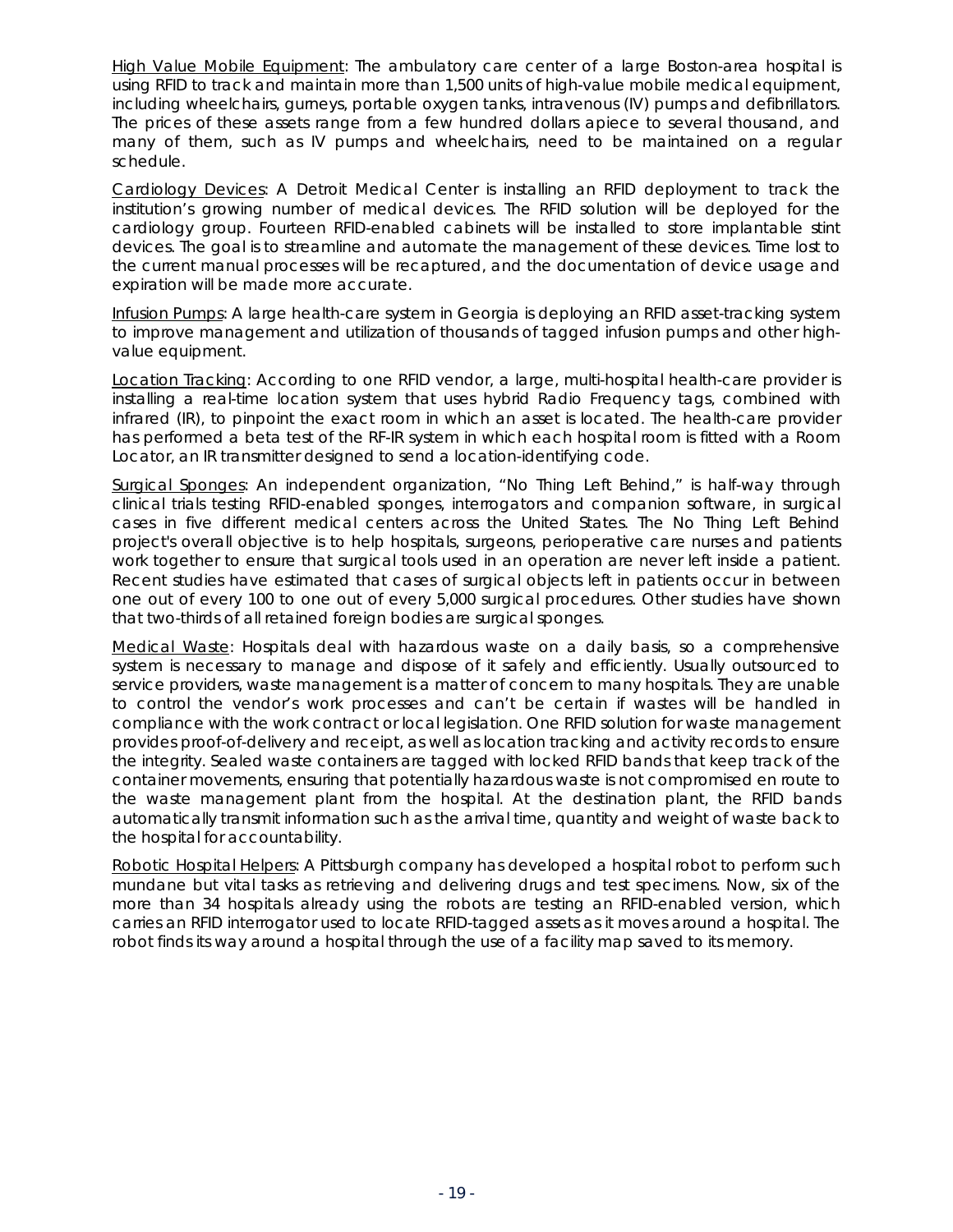<u>High Value Mobile Equipment</u>: The ambulatory care center of a large Boston-area hospital is using RFID to track and maintain more than 1,500 units of high-value mobile medical equipment, including wheelchairs, gurneys, portable oxygen tanks, intravenous (IV) pumps and defibrillators. The prices of these assets range from a few hundred dollars apiece to several thousand, and many of them, such as IV pumps and wheelchairs, need to be maintained on a regular schedule.

<u>Cardiology Devices</u>: A Detroit Medical Center is installing an RFID deployment to track the institution's growing number of medical devices. The RFID solution will be deployed for the cardiology group. Fourteen RFID-enabled cabinets will be installed to store implantable stint devices. The goal is to streamline and automate the management of these devices. Time lost to the current manual processes will be recaptured, and the documentation of device usage and expiration will be made more accurate.

<u>Infusion Pumps</u>: A large health-care system in Georgia is deploying an RFID asset-tracking system to improve management and utilization of thousands of tagged infusion pumps and other high-value equipment.

<u>Location Tracking</u>: According to one RFID vendor, a large, multi-hospital health-care provider is installing a real-time location system that uses hybrid Radio Frequency tags, combined with infrared (IR), to pinpoint the exact room in which an asset is located. The health-care provider has performed a beta test of the RF-IR system in which each hospital room is fitted with a Room Locator, an IR transmitter designed to send a location-identifying code.

<u>Surgical Sponges</u>: An independent organization, "No Thing Left Behind," is half-way through clinical trials testing RFID-enabled sponges, interrogators and companion software, in surgical cases in five different medical centers across the United States. The No Thing Left Behind project's overall objective is to help hospitals, surgeons, perioperative care nurses and patients work together to ensure that surgical tools used in an operation are never left inside a patient. Recent studies have estimated that cases of surgical objects left in patients occur in between one out of every 100 to one out of every 5,000 surgical procedures. Other studies have shown that two-thirds of all retained foreign bodies are surgical sponges.

<u>Medical Waste</u>: Hospitals deal with hazardous waste on a daily basis, so a comprehensive system is necessary to manage and dispose of it safely and efficiently. Usually outsourced to service providers, waste management is a matter of concern to many hospitals. They are unable to control the vendor's work processes and can't be certain if wastes will be handled in compliance with the work contract or local legislation. One RFID solution for waste management provides proof-of-delivery and receipt, as well as location tracking and activity records to ensure the integrity. Sealed waste containers are tagged with locked RFID bands that keep track of the container movements, ensuring that potentially hazardous waste is not compromised en route to the waste management plant from the hospital. At the destination plant, the RFID bands automatically transmit information such as the arrival time, quantity and weight of waste back to the hospital for accountability.

<u>Robotic Hospital Helpers</u>: A Pittsburgh company has developed a hospital robot to perform such mundane but vital tasks as retrieving and delivering drugs and test specimens. Now, six of the more than 34 hospitals already using the robots are testing an RFID-enabled version, which carries an RFID interrogator used to locate RFID-tagged assets as it moves around a hospital. The robot finds its way around a hospital through the use of a facility map saved to its memory.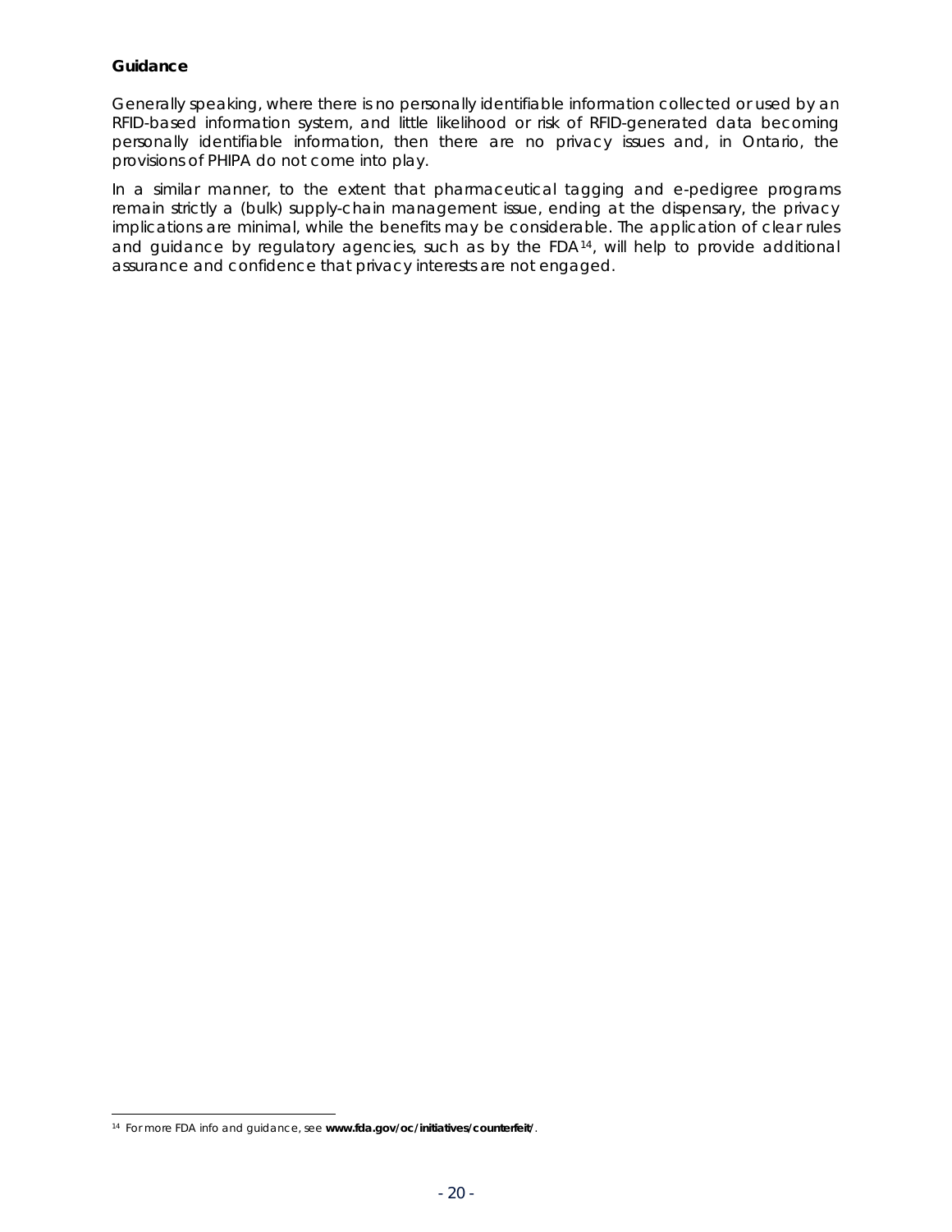**Guidance**

Generally speaking, where there is no personally identifiable information collected or used by an RFID-based information system, and little likelihood or risk of RFID-generated data becoming personally identifiable information, then there are no privacy issues and, in Ontario, the provisions of PHIPA do not come into play.

In a similar manner, to the extent that pharmaceutical tagging and e-pedigree programs remain strictly a (bulk) supply-chain management issue, ending at the dispensary, the privacy implications are minimal, while the benefits may be considerable. The application of clear rules and guidance by regulatory agencies, such as by the FDA[14], will help to provide additional assurance and confidence that privacy interests are not engaged.

---

[14] For more FDA info and guidance, see **www.fda.gov/oc/initiatives/counterfeit/**.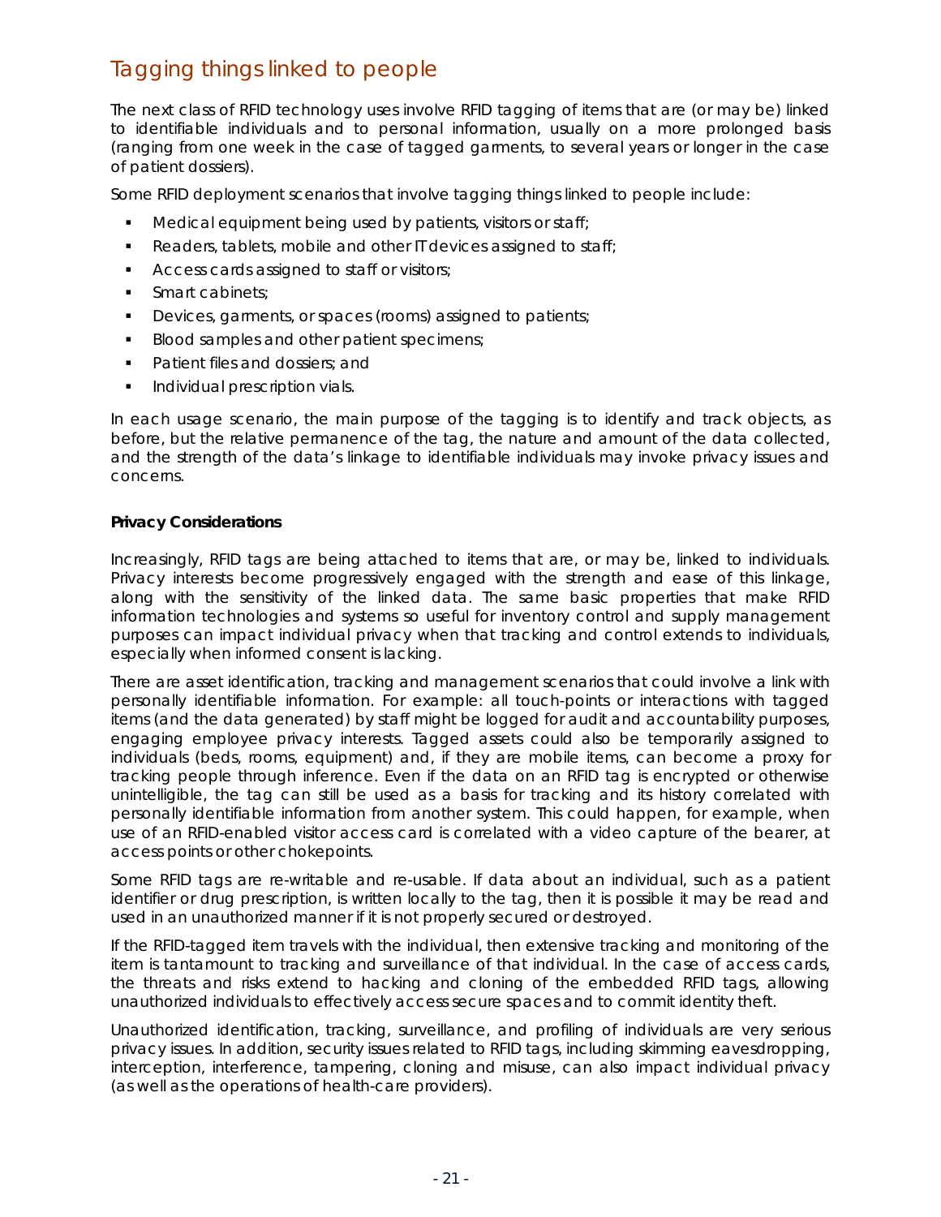## Tagging things linked to people

The next class of RFID technology uses involve RFID tagging of items that are (or may be) linked to identifiable individuals and to personal information, usually on a more prolonged basis (ranging from one week in the case of tagged garments, to several years or longer in the case of patient dossiers).

Some RFID deployment scenarios that involve tagging things linked to people include:

- Medical equipment being used by patients, visitors or staff;
- Readers, tablets, mobile and other IT devices assigned to staff;
- Access cards assigned to staff or visitors;
- Smart cabinets;
- Devices, garments, or spaces (rooms) assigned to patients;
- Blood samples and other patient specimens;
- Patient files and dossiers; and
- Individual prescription vials.

In each usage scenario, the main purpose of the tagging is to identify and track objects, as before, but the relative permanence of the tag, the nature and amount of the data collected, and the strength of the data's linkage to identifiable individuals may invoke privacy issues and concerns.

**Privacy Considerations**

Increasingly, RFID tags are being attached to items that are, or may be, linked to individuals. Privacy interests become progressively engaged with the strength and ease of this linkage, along with the sensitivity of the linked data. The same basic properties that make RFID information technologies and systems so useful for inventory control and supply management purposes can impact individual privacy when that tracking and control extends to individuals, especially when informed consent is lacking.

There are asset identification, tracking and management scenarios that could involve a link with personally identifiable information. For example: all touch-points or interactions with tagged items (and the data generated) by staff might be logged for audit and accountability purposes, engaging employee privacy interests. Tagged assets could also be temporarily assigned to individuals (beds, rooms, equipment) and, if they are mobile items, can become a proxy for tracking people through inference. Even if the data on an RFID tag is encrypted or otherwise unintelligible, the tag can still be used as a basis for tracking and its history correlated with personally identifiable information from another system. This could happen, for example, when use of an RFID-enabled visitor access card is correlated with a video capture of the bearer, at access points or other chokepoints.

Some RFID tags are re-writable and re-usable. If data about an individual, such as a patient identifier or drug prescription, is written locally to the tag, then it is possible it may be read and used in an unauthorized manner if it is not properly secured or destroyed.

If the RFID-tagged item travels with the individual, then extensive tracking and monitoring of the item is tantamount to tracking and surveillance of that individual. In the case of access cards, the threats and risks extend to hacking and cloning of the embedded RFID tags, allowing unauthorized individuals to effectively access secure spaces and to commit identity theft.

Unauthorized identification, tracking, surveillance, and profiling of individuals are very serious privacy issues. In addition, security issues related to RFID tags, including skimming eavesdropping, interception, interference, tampering, cloning and misuse, can also impact individual privacy (as well as the operations of health-care providers).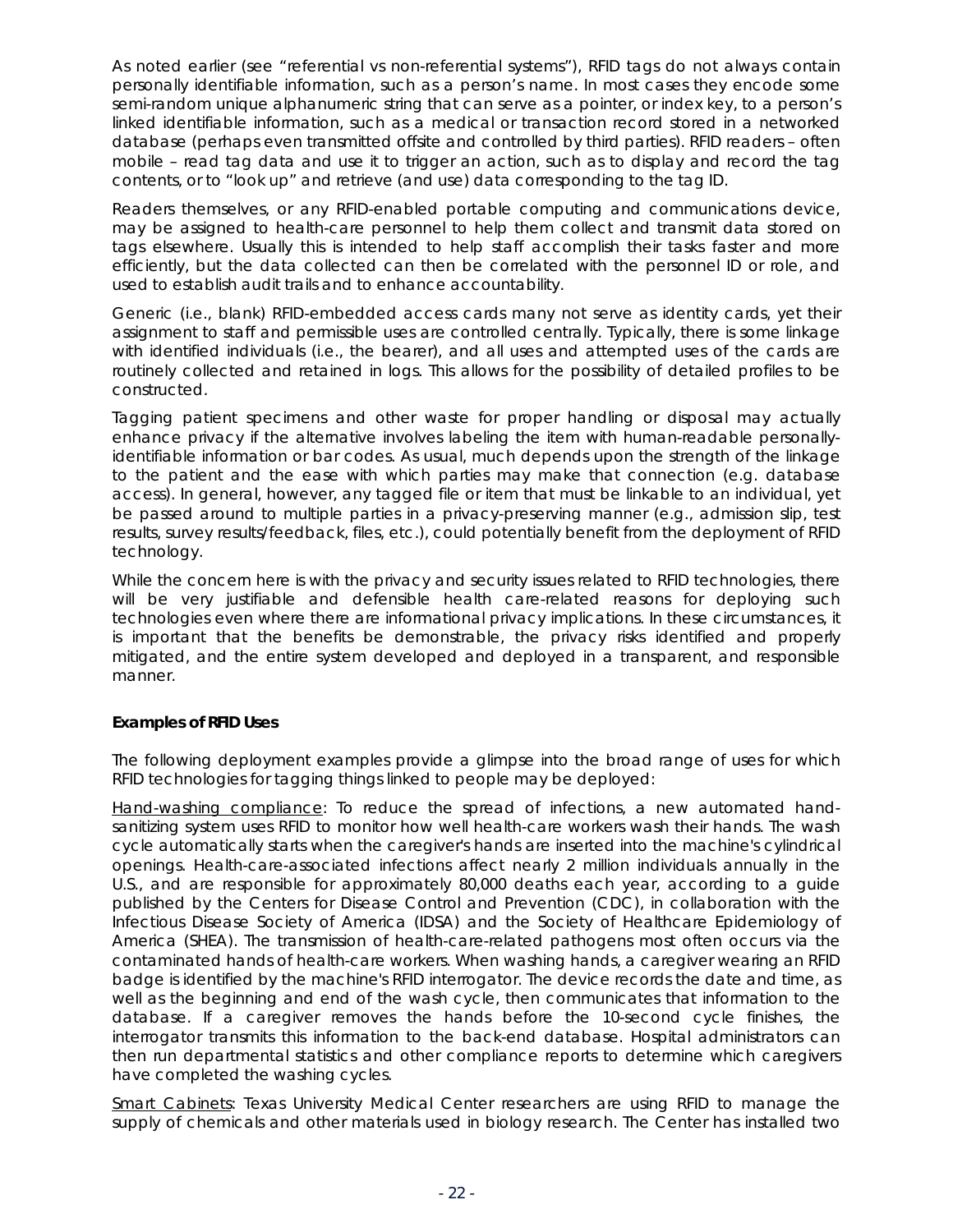As noted earlier (see "referential vs non-referential systems"), RFID tags do not always contain personally identifiable information, such as a person's name. In most cases they encode some semi-random unique alphanumeric string that can serve as a pointer, or index key, to a person's linked identifiable information, such as a medical or transaction record stored in a networked database (perhaps even transmitted offsite and controlled by third parties). RFID readers – often mobile – read tag data and use it to trigger an action, such as to display and record the tag contents, or to "look up" and retrieve (and use) data corresponding to the tag ID.

Readers themselves, or any RFID-enabled portable computing and communications device, may be assigned to health-care personnel to help them collect and transmit data stored on tags elsewhere. Usually this is intended to help staff accomplish their tasks faster and more efficiently, but the data collected can then be correlated with the personnel ID or role, and used to establish audit trails and to enhance accountability.

Generic (i.e., blank) RFID-embedded access cards many not serve as identity cards, yet their assignment to staff and permissible uses are controlled centrally. Typically, there is some linkage with identified individuals (i.e., the bearer), and all uses and attempted uses of the cards are routinely collected and retained in logs. This allows for the possibility of detailed profiles to be constructed.

Tagging patient specimens and other waste for proper handling or disposal may actually enhance privacy if the alternative involves labeling the item with human-readable personally-identifiable information or bar codes. As usual, much depends upon the strength of the linkage to the patient and the ease with which parties may make that connection (e.g. database access). In general, however, any tagged file or item that must be linkable to an individual, yet be passed around to multiple parties in a privacy-preserving manner (e.g., admission slip, test results, survey results/feedback, files, etc.), could potentially benefit from the deployment of RFID technology.

While the concern here is with the privacy and security issues related to RFID technologies, there will be very justifiable and defensible health care-related reasons for deploying such technologies even where there are informational privacy implications. In these circumstances, it is important that the benefits be demonstrable, the privacy risks identified and properly mitigated, and the entire system developed and deployed in a transparent, and responsible manner.

**Examples of RFID Uses**

The following deployment examples provide a glimpse into the broad range of uses for which RFID technologies for tagging things linked to people may be deployed:

<u>Hand-washing compliance</u>: To reduce the spread of infections, a new automated hand-sanitizing system uses RFID to monitor how well health-care workers wash their hands. The wash cycle automatically starts when the caregiver's hands are inserted into the machine's cylindrical openings. Health-care-associated infections affect nearly 2 million individuals annually in the U.S., and are responsible for approximately 80,000 deaths each year, according to a guide published by the Centers for Disease Control and Prevention (CDC), in collaboration with the Infectious Disease Society of America (IDSA) and the Society of Healthcare Epidemiology of America (SHEA). The transmission of health-care-related pathogens most often occurs via the contaminated hands of health-care workers. When washing hands, a caregiver wearing an RFID badge is identified by the machine's RFID interrogator. The device records the date and time, as well as the beginning and end of the wash cycle, then communicates that information to the database. If a caregiver removes the hands before the 10-second cycle finishes, the interrogator transmits this information to the back-end database. Hospital administrators can then run departmental statistics and other compliance reports to determine which caregivers have completed the washing cycles.

<u>Smart Cabinets</u>: Texas University Medical Center researchers are using RFID to manage the supply of chemicals and other materials used in biology research. The Center has installed two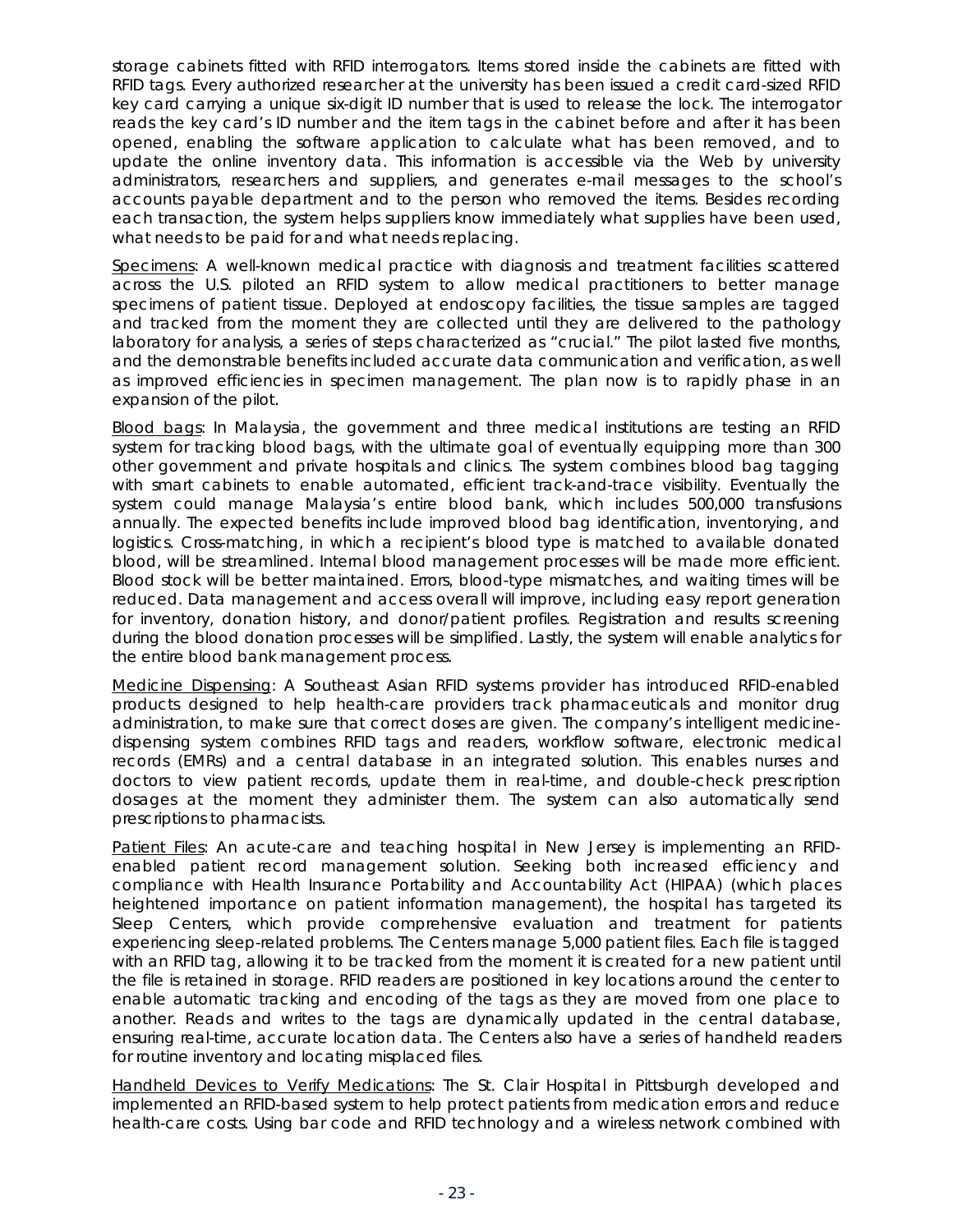storage cabinets fitted with RFID interrogators. Items stored inside the cabinets are fitted with RFID tags. Every authorized researcher at the university has been issued a credit card-sized RFID key card carrying a unique six-digit ID number that is used to release the lock. The interrogator reads the key card's ID number and the item tags in the cabinet before and after it has been opened, enabling the software application to calculate what has been removed, and to update the online inventory data. This information is accessible via the Web by university administrators, researchers and suppliers, and generates e-mail messages to the school's accounts payable department and to the person who removed the items. Besides recording each transaction, the system helps suppliers know immediately what supplies have been used, what needs to be paid for and what needs replacing.

Specimens: A well-known medical practice with diagnosis and treatment facilities scattered across the U.S. piloted an RFID system to allow medical practitioners to better manage specimens of patient tissue. Deployed at endoscopy facilities, the tissue samples are tagged and tracked from the moment they are collected until they are delivered to the pathology laboratory for analysis, a series of steps characterized as "crucial." The pilot lasted five months, and the demonstrable benefits included accurate data communication and verification, as well as improved efficiencies in specimen management. The plan now is to rapidly phase in an expansion of the pilot.

Blood bags: In Malaysia, the government and three medical institutions are testing an RFID system for tracking blood bags, with the ultimate goal of eventually equipping more than 300 other government and private hospitals and clinics. The system combines blood bag tagging with smart cabinets to enable automated, efficient track-and-trace visibility. Eventually the system could manage Malaysia's entire blood bank, which includes 500,000 transfusions annually. The expected benefits include improved blood bag identification, inventorying, and logistics. Cross-matching, in which a recipient's blood type is matched to available donated blood, will be streamlined. Internal blood management processes will be made more efficient. Blood stock will be better maintained. Errors, blood-type mismatches, and waiting times will be reduced. Data management and access overall will improve, including easy report generation for inventory, donation history, and donor/patient profiles. Registration and results screening during the blood donation processes will be simplified. Lastly, the system will enable analytics for the entire blood bank management process.

Medicine Dispensing: A Southeast Asian RFID systems provider has introduced RFID-enabled products designed to help health-care providers track pharmaceuticals and monitor drug administration, to make sure that correct doses are given. The company's intelligent medicine-dispensing system combines RFID tags and readers, workflow software, electronic medical records (EMRs) and a central database in an integrated solution. This enables nurses and doctors to view patient records, update them in real-time, and double-check prescription dosages at the moment they administer them. The system can also automatically send prescriptions to pharmacists.

Patient Files: An acute-care and teaching hospital in New Jersey is implementing an RFID-enabled patient record management solution. Seeking both increased efficiency and compliance with Health Insurance Portability and Accountability Act (HIPAA) (which places heightened importance on patient information management), the hospital has targeted its Sleep Centers, which provide comprehensive evaluation and treatment for patients experiencing sleep-related problems. The Centers manage 5,000 patient files. Each file is tagged with an RFID tag, allowing it to be tracked from the moment it is created for a new patient until the file is retained in storage. RFID readers are positioned in key locations around the center to enable automatic tracking and encoding of the tags as they are moved from one place to another. Reads and writes to the tags are dynamically updated in the central database, ensuring real-time, accurate location data. The Centers also have a series of handheld readers for routine inventory and locating misplaced files.

Handheld Devices to Verify Medications: The St. Clair Hospital in Pittsburgh developed and implemented an RFID-based system to help protect patients from medication errors and reduce health-care costs. Using bar code and RFID technology and a wireless network combined with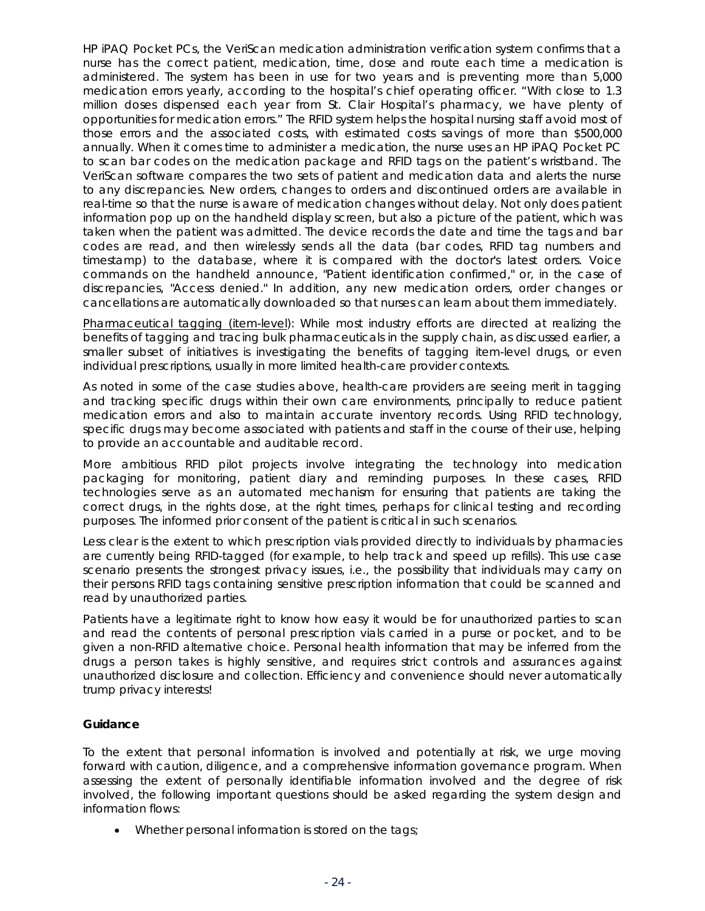HP iPAQ Pocket PCs, the VeriScan medication administration verification system confirms that a nurse has the correct patient, medication, time, dose and route each time a medication is administered. The system has been in use for two years and is preventing more than 5,000 medication errors yearly, according to the hospital's chief operating officer. "With close to 1.3 million doses dispensed each year from St. Clair Hospital's pharmacy, we have plenty of opportunities for medication errors." The RFID system helps the hospital nursing staff avoid most of those errors and the associated costs, with estimated costs savings of more than $500,000 annually. When it comes time to administer a medication, the nurse uses an HP iPAQ Pocket PC to scan bar codes on the medication package and RFID tags on the patient's wristband. The VeriScan software compares the two sets of patient and medication data and alerts the nurse to any discrepancies. New orders, changes to orders and discontinued orders are available in real-time so that the nurse is aware of medication changes without delay. Not only does patient information pop up on the handheld display screen, but also a picture of the patient, which was taken when the patient was admitted. The device records the date and time the tags and bar codes are read, and then wirelessly sends all the data (bar codes, RFID tag numbers and timestamp) to the database, where it is compared with the doctor's latest orders. Voice commands on the handheld announce, "Patient identification confirmed," or, in the case of discrepancies, "Access denied." In addition, any new medication orders, order changes or cancellations are automatically downloaded so that nurses can learn about them immediately.

Pharmaceutical tagging (item-level): While most industry efforts are directed at realizing the benefits of tagging and tracing bulk pharmaceuticals in the supply chain, as discussed earlier, a smaller subset of initiatives is investigating the benefits of tagging item-level drugs, or even individual prescriptions, usually in more limited health-care provider contexts.

As noted in some of the case studies above, health-care providers are seeing merit in tagging and tracking specific drugs within their own care environments, principally to reduce patient medication errors and also to maintain accurate inventory records. Using RFID technology, specific drugs may become associated with patients and staff in the course of their use, helping to provide an accountable and auditable record.

More ambitious RFID pilot projects involve integrating the technology into medication packaging for monitoring, patient diary and reminding purposes. In these cases, RFID technologies serve as an automated mechanism for ensuring that patients are taking the correct drugs, in the rights dose, at the right times, perhaps for clinical testing and recording purposes. The informed prior consent of the patient is critical in such scenarios.

Less clear is the extent to which prescription vials provided directly to individuals by pharmacies are currently being RFID-tagged (for example, to help track and speed up refills). This use case scenario presents the strongest privacy issues, i.e., the possibility that individuals may carry on their persons RFID tags containing sensitive prescription information that could be scanned and read by unauthorized parties.

Patients have a legitimate right to know how easy it would be for unauthorized parties to scan and read the contents of personal prescription vials carried in a purse or pocket, and to be given a non-RFID alternative choice. Personal health information that may be inferred from the drugs a person takes is highly sensitive, and requires strict controls and assurances against unauthorized disclosure and collection. Efficiency and convenience should never automatically trump privacy interests!

**Guidance**

To the extent that personal information is involved and potentially at risk, we urge moving forward with caution, diligence, and a comprehensive information governance program. When assessing the extent of personally identifiable information involved and the degree of risk involved, the following important questions should be asked regarding the system design and information flows:

- Whether personal information is stored on the tags;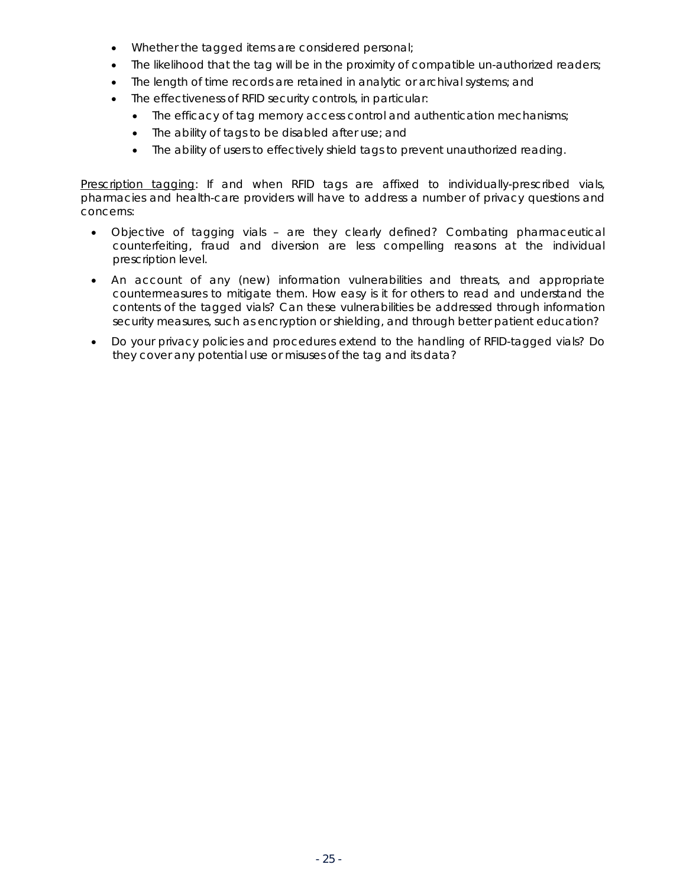- Whether the tagged items are considered personal;
- The likelihood that the tag will be in the proximity of compatible un-authorized readers;
- The length of time records are retained in analytic or archival systems; and
- The effectiveness of RFID security controls, in particular:
  - The efficacy of tag memory access control and authentication mechanisms;
  - The ability of tags to be disabled after use; and
  - The ability of users to effectively shield tags to prevent unauthorized reading.

<u>Prescription tagging</u>: If and when RFID tags are affixed to individually-prescribed vials, pharmacies and health-care providers will have to address a number of privacy questions and concerns:

- Objective of tagging vials – are they clearly defined? Combating pharmaceutical counterfeiting, fraud and diversion are less compelling reasons at the individual prescription level.
- An account of any (new) information vulnerabilities and threats, and appropriate countermeasures to mitigate them. How easy is it for others to read and understand the contents of the tagged vials? Can these vulnerabilities be addressed through information security measures, such as encryption or shielding, and through better patient education?
- Do your privacy policies and procedures extend to the handling of RFID-tagged vials? Do they cover any potential use or misuses of the tag and its data?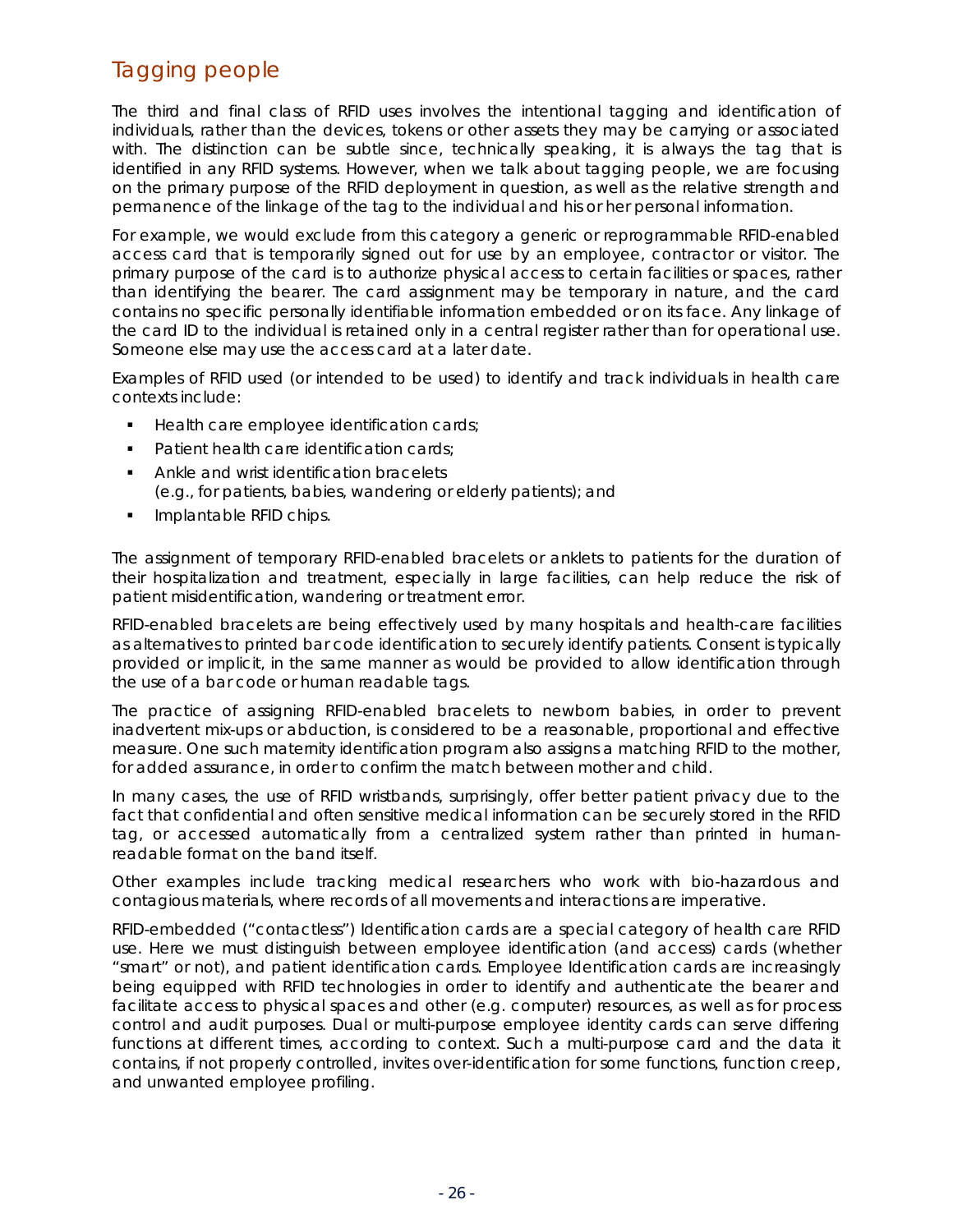## Tagging people

The third and final class of RFID uses involves the intentional tagging and identification of individuals, rather than the devices, tokens or other assets they may be carrying or associated with. The distinction can be subtle since, technically speaking, it is always the tag that is identified in any RFID systems. However, when we talk about tagging people, we are focusing on the primary purpose of the RFID deployment in question, as well as the relative strength and permanence of the linkage of the tag to the individual and his or her personal information.

For example, we would exclude from this category a generic or reprogrammable RFID-enabled access card that is temporarily signed out for use by an employee, contractor or visitor. The primary purpose of the card is to authorize physical access to certain facilities or spaces, rather than identifying the bearer. The card assignment may be temporary in nature, and the card contains no specific personally identifiable information embedded or on its face. Any linkage of the card ID to the individual is retained only in a central register rather than for operational use. Someone else may use the access card at a later date.

Examples of RFID used (or intended to be used) to identify and track individuals in health care contexts include:

- Health care employee identification cards;
- Patient health care identification cards;
- Ankle and wrist identification bracelets
  (e.g., for patients, babies, wandering or elderly patients); and
- Implantable RFID chips.

The assignment of temporary RFID-enabled bracelets or anklets to patients for the duration of their hospitalization and treatment, especially in large facilities, can help reduce the risk of patient misidentification, wandering or treatment error.

RFID-enabled bracelets are being effectively used by many hospitals and health-care facilities as alternatives to printed bar code identification to securely identify patients. Consent is typically provided or implicit, in the same manner as would be provided to allow identification through the use of a bar code or human readable tags.

The practice of assigning RFID-enabled bracelets to newborn babies, in order to prevent inadvertent mix-ups or abduction, is considered to be a reasonable, proportional and effective measure. One such maternity identification program also assigns a matching RFID to the mother, for added assurance, in order to confirm the match between mother and child.

In many cases, the use of RFID wristbands, surprisingly, offer better patient privacy due to the fact that confidential and often sensitive medical information can be securely stored in the RFID tag, or accessed automatically from a centralized system rather than printed in human-readable format on the band itself.

Other examples include tracking medical researchers who work with bio-hazardous and contagious materials, where records of all movements and interactions are imperative.

RFID-embedded ("contactless") Identification cards are a special category of health care RFID use. Here we must distinguish between employee identification (and access) cards (whether "smart" or not), and patient identification cards. Employee Identification cards are increasingly being equipped with RFID technologies in order to identify and authenticate the bearer and facilitate access to physical spaces and other (e.g. computer) resources, as well as for process control and audit purposes. Dual or multi-purpose employee identity cards can serve differing functions at different times, according to context. Such a multi-purpose card and the data it contains, if not properly controlled, invites over-identification for some functions, function creep, and unwanted employee profiling.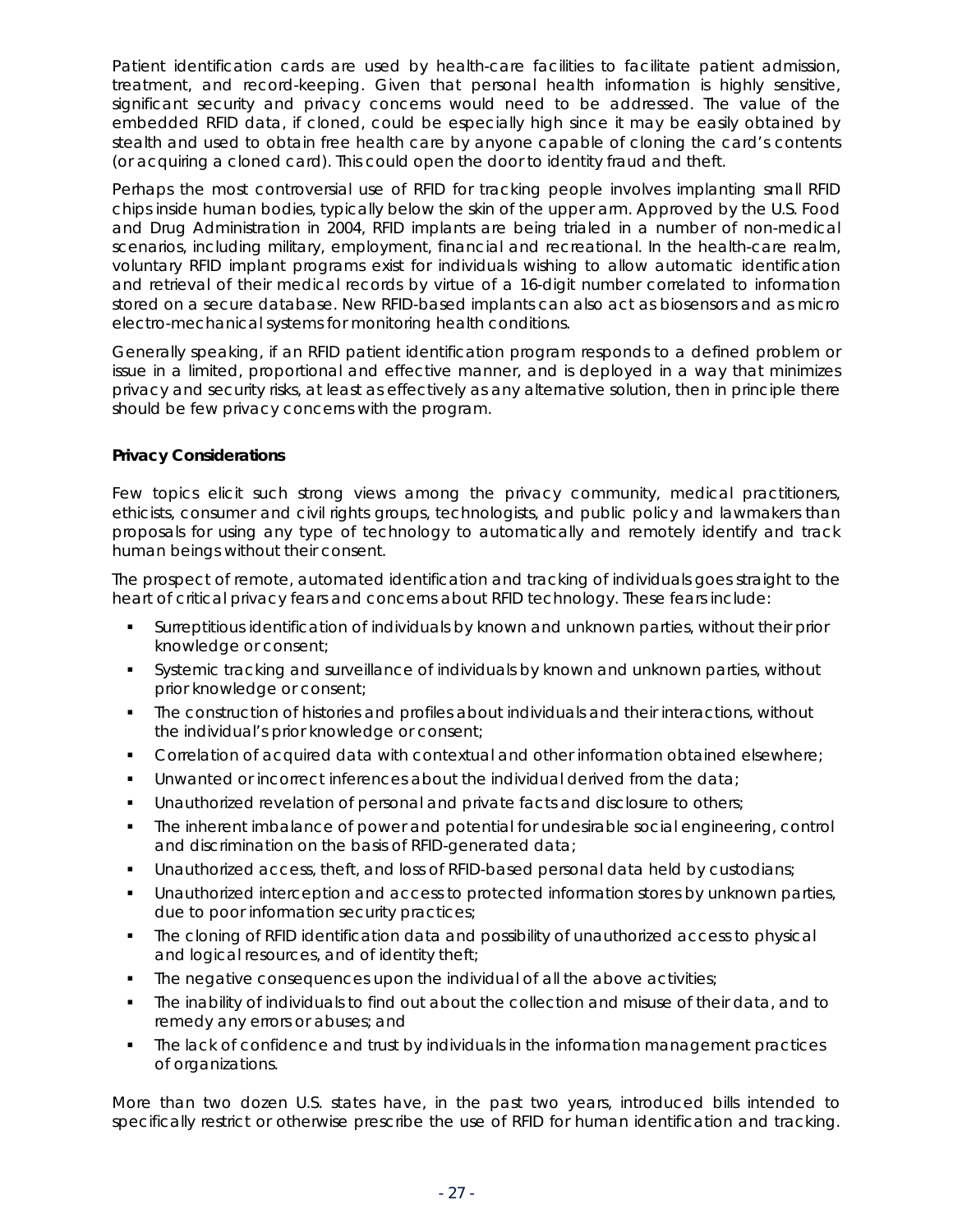Patient identification cards are used by health-care facilities to facilitate patient admission, treatment, and record-keeping. Given that personal health information is highly sensitive, significant security and privacy concerns would need to be addressed. The value of the embedded RFID data, if cloned, could be especially high since it may be easily obtained by stealth and used to obtain free health care by anyone capable of cloning the card's contents (or acquiring a cloned card). This could open the door to identity fraud and theft.

Perhaps the most controversial use of RFID for tracking people involves implanting small RFID chips inside human bodies, typically below the skin of the upper arm. Approved by the U.S. Food and Drug Administration in 2004, RFID implants are being trialed in a number of non-medical scenarios, including military, employment, financial and recreational. In the health-care realm, voluntary RFID implant programs exist for individuals wishing to allow automatic identification and retrieval of their medical records by virtue of a 16-digit number correlated to information stored on a secure database. New RFID-based implants can also act as biosensors and as micro electro-mechanical systems for monitoring health conditions.

Generally speaking, if an RFID patient identification program responds to a defined problem or issue in a limited, proportional and effective manner, and is deployed in a way that minimizes privacy and security risks, at least as effectively as any alternative solution, then in principle there should be few privacy concerns with the program.

**Privacy Considerations**

Few topics elicit such strong views among the privacy community, medical practitioners, ethicists, consumer and civil rights groups, technologists, and public policy and lawmakers than proposals for using any type of technology to automatically and remotely identify and track human beings without their consent.

The prospect of remote, automated identification and tracking of individuals goes straight to the heart of critical privacy fears and concerns about RFID technology. These fears include:

- Surreptitious identification of individuals by known and unknown parties, without their prior knowledge or consent;
- Systemic tracking and surveillance of individuals by known and unknown parties, without prior knowledge or consent;
- The construction of histories and profiles about individuals and their interactions, without the individual's prior knowledge or consent;
- Correlation of acquired data with contextual and other information obtained elsewhere;
- Unwanted or incorrect inferences about the individual derived from the data;
- Unauthorized revelation of personal and private facts and disclosure to others;
- The inherent imbalance of power and potential for undesirable social engineering, control and discrimination on the basis of RFID-generated data;
- Unauthorized access, theft, and loss of RFID-based personal data held by custodians;
- Unauthorized interception and access to protected information stores by unknown parties, due to poor information security practices;
- The cloning of RFID identification data and possibility of unauthorized access to physical and logical resources, and of identity theft;
- The negative consequences upon the individual of all the above activities;
- The inability of individuals to find out about the collection and misuse of their data, and to remedy any errors or abuses; and
- The lack of confidence and trust by individuals in the information management practices of organizations.

More than two dozen U.S. states have, in the past two years, introduced bills intended to specifically restrict or otherwise prescribe the use of RFID for human identification and tracking.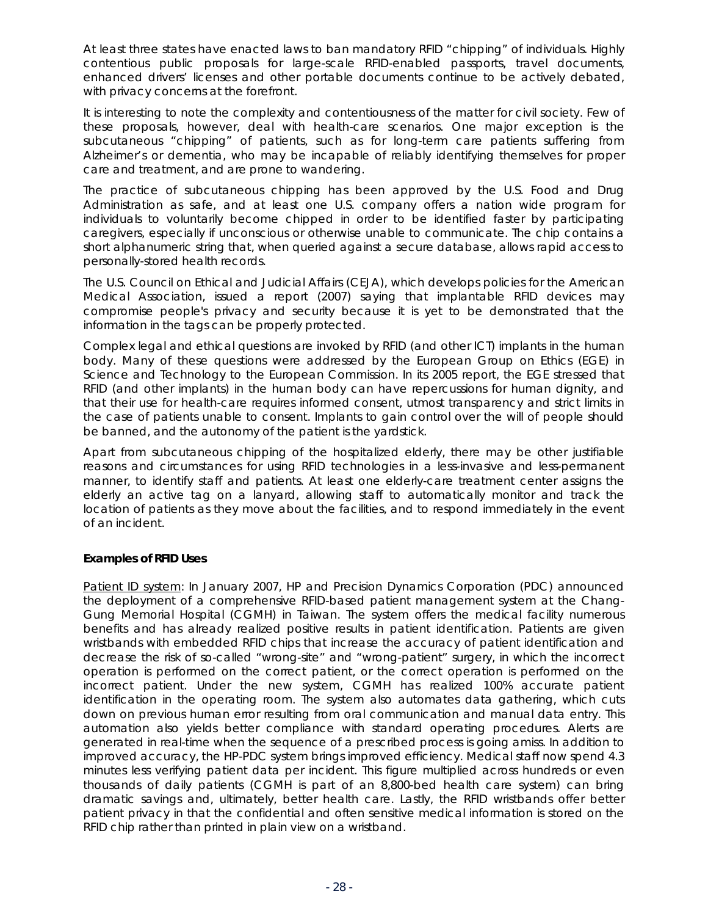At least three states have enacted laws to ban mandatory RFID "chipping" of individuals. Highly contentious public proposals for large-scale RFID-enabled passports, travel documents, enhanced drivers' licenses and other portable documents continue to be actively debated, with privacy concerns at the forefront.

It is interesting to note the complexity and contentiousness of the matter for civil society. Few of these proposals, however, deal with health-care scenarios. One major exception is the subcutaneous "chipping" of patients, such as for long-term care patients suffering from Alzheimer's or dementia, who may be incapable of reliably identifying themselves for proper care and treatment, and are prone to wandering.

The practice of subcutaneous chipping has been approved by the U.S. Food and Drug Administration as safe, and at least one U.S. company offers a nation wide program for individuals to voluntarily become chipped in order to be identified faster by participating caregivers, especially if unconscious or otherwise unable to communicate. The chip contains a short alphanumeric string that, when queried against a secure database, allows rapid access to personally-stored health records.

The U.S. Council on Ethical and Judicial Affairs (CEJA), which develops policies for the American Medical Association, issued a report (2007) saying that implantable RFID devices may compromise people's privacy and security because it is yet to be demonstrated that the information in the tags can be properly protected.

Complex legal and ethical questions are invoked by RFID (and other ICT) implants in the human body. Many of these questions were addressed by the European Group on Ethics (EGE) in Science and Technology to the European Commission. In its 2005 report, the EGE stressed that RFID (and other implants) in the human body can have repercussions for human dignity, and that their use for health-care requires informed consent, utmost transparency and strict limits in the case of patients unable to consent. Implants to gain control over the will of people should be banned, and the autonomy of the patient is the yardstick.

Apart from subcutaneous chipping of the hospitalized elderly, there may be other justifiable reasons and circumstances for using RFID technologies in a less-invasive and less-permanent manner, to identify staff and patients. At least one elderly-care treatment center assigns the elderly an active tag on a lanyard, allowing staff to automatically monitor and track the location of patients as they move about the facilities, and to respond immediately in the event of an incident.

**Examples of RFID Uses**

Patient ID system: In January 2007, HP and Precision Dynamics Corporation (PDC) announced the deployment of a comprehensive RFID-based patient management system at the Chang-Gung Memorial Hospital (CGMH) in Taiwan. The system offers the medical facility numerous benefits and has already realized positive results in patient identification. Patients are given wristbands with embedded RFID chips that increase the accuracy of patient identification and decrease the risk of so-called "wrong-site" and "wrong-patient" surgery, in which the incorrect operation is performed on the correct patient, or the correct operation is performed on the incorrect patient. Under the new system, CGMH has realized 100% accurate patient identification in the operating room. The system also automates data gathering, which cuts down on previous human error resulting from oral communication and manual data entry. This automation also yields better compliance with standard operating procedures. Alerts are generated in real-time when the sequence of a prescribed process is going amiss. In addition to improved accuracy, the HP-PDC system brings improved efficiency. Medical staff now spend 4.3 minutes less verifying patient data per incident. This figure multiplied across hundreds or even thousands of daily patients (CGMH is part of an 8,800-bed health care system) can bring dramatic savings and, ultimately, better health care. Lastly, the RFID wristbands offer better patient privacy in that the confidential and often sensitive medical information is stored on the RFID chip rather than printed in plain view on a wristband.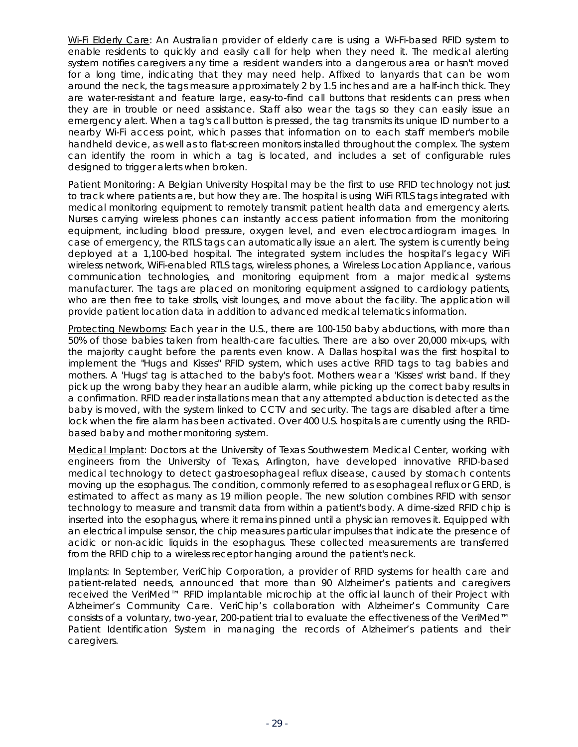Wi-Fi Elderly Care: An Australian provider of elderly care is using a Wi-Fi-based RFID system to enable residents to quickly and easily call for help when they need it. The medical alerting system notifies caregivers any time a resident wanders into a dangerous area or hasn't moved for a long time, indicating that they may need help. Affixed to lanyards that can be worn around the neck, the tags measure approximately 2 by 1.5 inches and are a half-inch thick. They are water-resistant and feature large, easy-to-find call buttons that residents can press when they are in trouble or need assistance. Staff also wear the tags so they can easily issue an emergency alert. When a tag's call button is pressed, the tag transmits its unique ID number to a nearby Wi-Fi access point, which passes that information on to each staff member's mobile handheld device, as well as to flat-screen monitors installed throughout the complex. The system can identify the room in which a tag is located, and includes a set of configurable rules designed to trigger alerts when broken.

Patient Monitoring: A Belgian University Hospital may be the first to use RFID technology not just to track where patients are, but how they are. The hospital is using WiFi RTLS tags integrated with medical monitoring equipment to remotely transmit patient health data and emergency alerts. Nurses carrying wireless phones can instantly access patient information from the monitoring equipment, including blood pressure, oxygen level, and even electrocardiogram images. In case of emergency, the RTLS tags can automatically issue an alert. The system is currently being deployed at a 1,100-bed hospital. The integrated system includes the hospital's legacy WiFi wireless network, WiFi-enabled RTLS tags, wireless phones, a Wireless Location Appliance, various communication technologies, and monitoring equipment from a major medical systems manufacturer. The tags are placed on monitoring equipment assigned to cardiology patients, who are then free to take strolls, visit lounges, and move about the facility. The application will provide patient location data in addition to advanced medical telematics information.

Protecting Newborns: Each year in the U.S., there are 100-150 baby abductions, with more than 50% of those babies taken from health-care faculties. There are also over 20,000 mix-ups, with the majority caught before the parents even know. A Dallas hospital was the first hospital to implement the "Hugs and Kisses" RFID system, which uses active RFID tags to tag babies and mothers. A 'Hugs' tag is attached to the baby's foot. Mothers wear a 'Kisses' wrist band. If they pick up the wrong baby they hear an audible alarm, while picking up the correct baby results in a confirmation. RFID reader installations mean that any attempted abduction is detected as the baby is moved, with the system linked to CCTV and security. The tags are disabled after a time lock when the fire alarm has been activated. Over 400 U.S. hospitals are currently using the RFID-based baby and mother monitoring system.

Medical Implant: Doctors at the University of Texas Southwestern Medical Center, working with engineers from the University of Texas, Arlington, have developed innovative RFID-based medical technology to detect gastroesophageal reflux disease, caused by stomach contents moving up the esophagus. The condition, commonly referred to as esophageal reflux or GERD, is estimated to affect as many as 19 million people. The new solution combines RFID with sensor technology to measure and transmit data from within a patient's body. A dime-sized RFID chip is inserted into the esophagus, where it remains pinned until a physician removes it. Equipped with an electrical impulse sensor, the chip measures particular impulses that indicate the presence of acidic or non-acidic liquids in the esophagus. These collected measurements are transferred from the RFID chip to a wireless receptor hanging around the patient's neck.

Implants: In September, VeriChip Corporation, a provider of RFID systems for health care and patient-related needs, announced that more than 90 Alzheimer's patients and caregivers received the VeriMed™ RFID implantable microchip at the official launch of their Project with Alzheimer's Community Care. VeriChip's collaboration with Alzheimer's Community Care consists of a voluntary, two-year, 200-patient trial to evaluate the effectiveness of the VeriMed™ Patient Identification System in managing the records of Alzheimer's patients and their caregivers.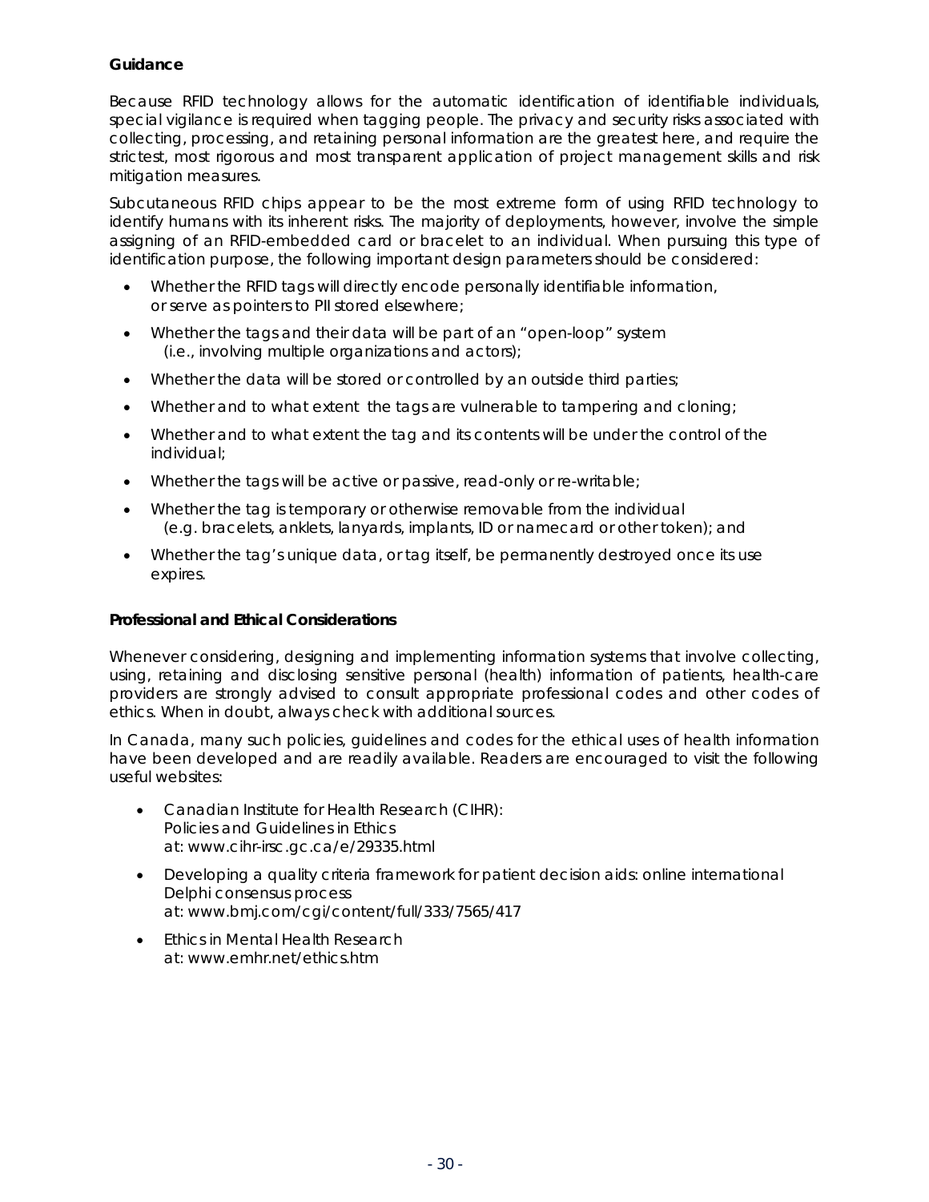**Guidance**

Because RFID technology allows for the automatic identification of identifiable individuals, special vigilance is required when tagging people. The privacy and security risks associated with collecting, processing, and retaining personal information are the greatest here, and require the strictest, most rigorous and most transparent application of project management skills and risk mitigation measures.

Subcutaneous RFID chips appear to be the most extreme form of using RFID technology to identify humans with its inherent risks. The majority of deployments, however, involve the simple assigning of an RFID-embedded card or bracelet to an individual. When pursuing this type of identification purpose, the following important design parameters should be considered:

- Whether the RFID tags will directly encode personally identifiable information, or serve as pointers to PII stored elsewhere;
- Whether the tags and their data will be part of an "open-loop" system (i.e., involving multiple organizations and actors);
- Whether the data will be stored or controlled by an outside third parties;
- Whether and to what extent the tags are vulnerable to tampering and cloning;
- Whether and to what extent the tag and its contents will be under the control of the individual;
- Whether the tags will be active or passive, read-only or re-writable;
- Whether the tag is temporary or otherwise removable from the individual (e.g. bracelets, anklets, lanyards, implants, ID or namecard or other token); and
- Whether the tag's unique data, or tag itself, be permanently destroyed once its use expires.

**Professional and Ethical Considerations**

Whenever considering, designing and implementing information systems that involve collecting, using, retaining and disclosing sensitive personal (health) information of patients, health-care providers are strongly advised to consult appropriate professional codes and other codes of ethics. When in doubt, always check with additional sources.

In Canada, many such policies, guidelines and codes for the ethical uses of health information have been developed and are readily available. Readers are encouraged to visit the following useful websites:

- Canadian Institute for Health Research (CIHR): Policies and Guidelines in Ethics at: www.cihr-irsc.gc.ca/e/29335.html
- Developing a quality criteria framework for patient decision aids: online international Delphi consensus process at: www.bmj.com/cgi/content/full/333/7565/417
- Ethics in Mental Health Research at: www.emhr.net/ethics.htm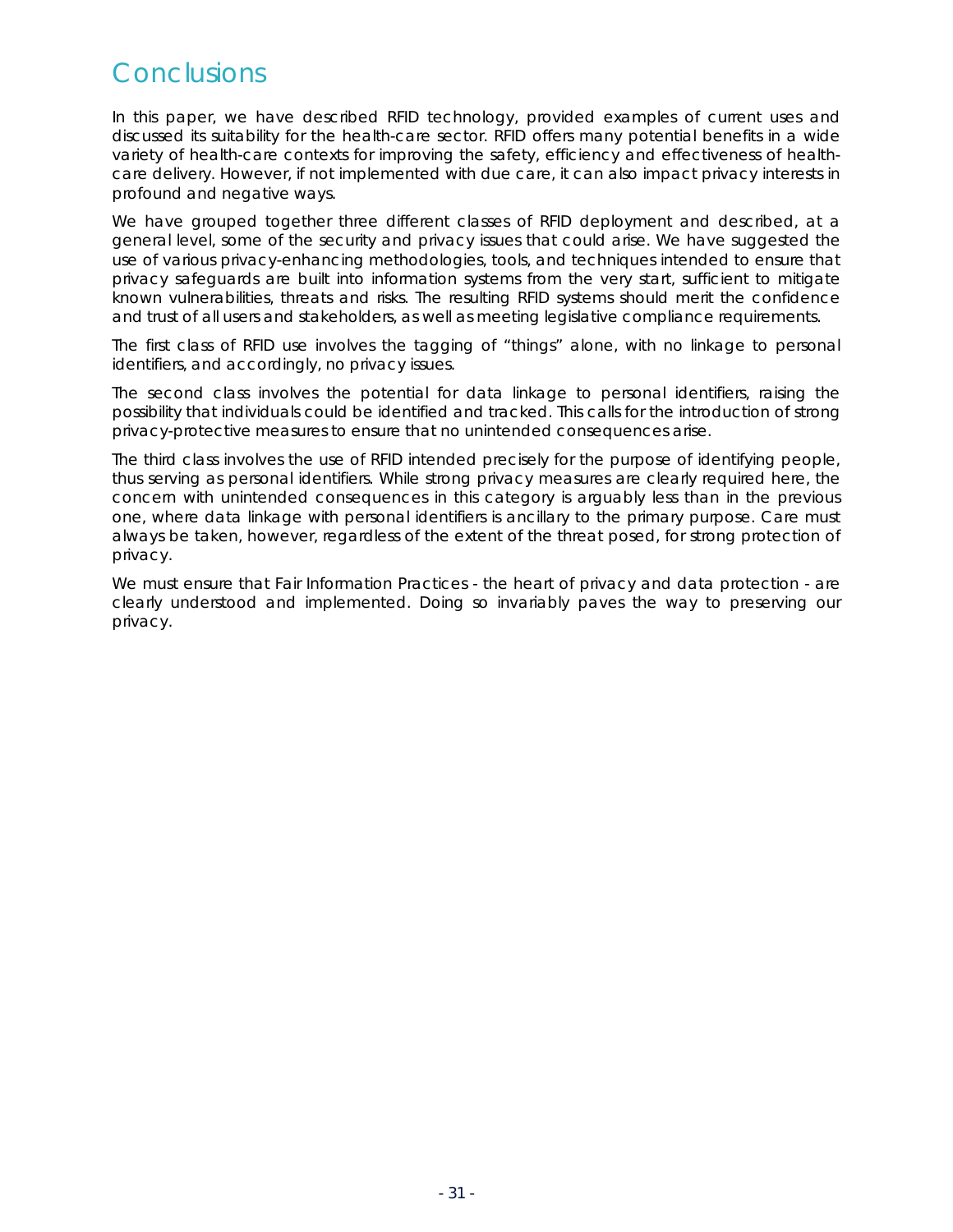# Conclusions

In this paper, we have described RFID technology, provided examples of current uses and discussed its suitability for the health-care sector. RFID offers many potential benefits in a wide variety of health-care contexts for improving the safety, efficiency and effectiveness of health-care delivery. However, if not implemented with due care, it can also impact privacy interests in profound and negative ways.

We have grouped together three different classes of RFID deployment and described, at a general level, some of the security and privacy issues that could arise. We have suggested the use of various privacy-enhancing methodologies, tools, and techniques intended to ensure that privacy safeguards are built into information systems from the very start, sufficient to mitigate known vulnerabilities, threats and risks. The resulting RFID systems should merit the confidence and trust of all users and stakeholders, as well as meeting legislative compliance requirements.

The first class of RFID use involves the tagging of "things" alone, with no linkage to personal identifiers, and accordingly, no privacy issues.

The second class involves the potential for data linkage to personal identifiers, raising the possibility that individuals could be identified and tracked. This calls for the introduction of strong privacy-protective measures to ensure that no unintended consequences arise.

The third class involves the use of RFID intended precisely for the purpose of identifying people, thus serving as personal identifiers. While strong privacy measures are clearly required here, the concern with unintended consequences in this category is arguably less than in the previous one, where data linkage with personal identifiers is ancillary to the primary purpose. Care must always be taken, however, regardless of the extent of the threat posed, for strong protection of privacy.

We must ensure that Fair Information Practices - the heart of privacy and data protection - are clearly understood and implemented. Doing so invariably paves the way to preserving our privacy.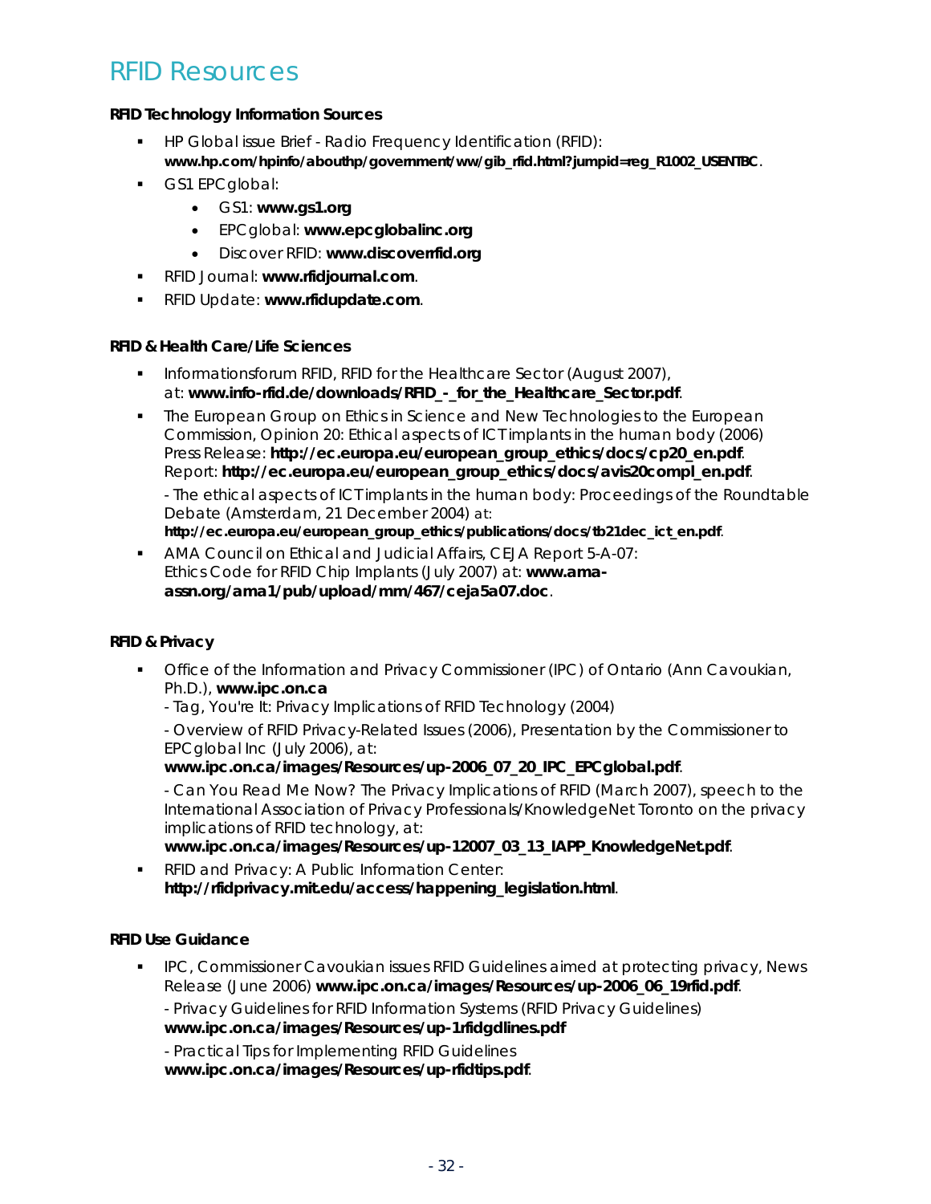# RFID Resources

**RFID Technology Information Sources**

- HP Global issue Brief - Radio Frequency Identification (RFID): **www.hp.com/hpinfo/abouthp/government/ww/gib_rfid.html?jumpid=reg_R1002_USENTBC**.
- GS1 EPCglobal:
  - GS1: **www.gs1.org**
  - EPCglobal: **www.epcglobalinc.org**
  - Discover RFID: **www.discoverrfid.org**
- RFID Journal: **www.rfidjournal.com**.
- RFID Update: **www.rfidupdate.com**.

**RFID & Health Care/Life Sciences**

- Informationsforum RFID, RFID for the Healthcare Sector (August 2007), at: **www.info-rfid.de/downloads/RFID_-_for_the_Healthcare_Sector.pdf**.
- The European Group on Ethics in Science and New Technologies to the European Commission, Opinion 20: Ethical aspects of ICT implants in the human body (2006) Press Release: **http://ec.europa.eu/european_group_ethics/docs/cp20_en.pdf**. Report: **http://ec.europa.eu/european_group_ethics/docs/avis20compl_en.pdf**.

  - The ethical aspects of ICT implants in the human body: Proceedings of the Roundtable Debate (Amsterdam, 21 December 2004) at: **http://ec.europa.eu/european_group_ethics/publications/docs/tb21dec_ict_en.pdf**.
- AMA Council on Ethical and Judicial Affairs, CEJA Report 5-A-07: Ethics Code for RFID Chip Implants (July 2007) at: **www.ama-assn.org/ama1/pub/upload/mm/467/ceja5a07.doc**.

**RFID & Privacy**

- Office of the Information and Privacy Commissioner (IPC) of Ontario (Ann Cavoukian, Ph.D.), **www.ipc.on.ca**

  - Tag, You're It: Privacy Implications of RFID Technology (2004)

  - Overview of RFID Privacy-Related Issues (2006), Presentation by the Commissioner to EPCglobal Inc (July 2006), at: **www.ipc.on.ca/images/Resources/up-2006_07_20_IPC_EPCglobal.pdf**.

  - Can You Read Me Now? The Privacy Implications of RFID (March 2007), speech to the International Association of Privacy Professionals/KnowledgeNet Toronto on the privacy implications of RFID technology, at: **www.ipc.on.ca/images/Resources/up-12007_03_13_IAPP_KnowledgeNet.pdf**.
- RFID and Privacy: A Public Information Center: **http://rfidprivacy.mit.edu/access/happening_legislation.html**.

**RFID Use Guidance**

- IPC, Commissioner Cavoukian issues RFID Guidelines aimed at protecting privacy, News Release (June 2006) **www.ipc.on.ca/images/Resources/up-2006_06_19rfid.pdf**.

  - Privacy Guidelines for RFID Information Systems (RFID Privacy Guidelines) **www.ipc.on.ca/images/Resources/up-1rfidgdlines.pdf**

  - Practical Tips for Implementing RFID Guidelines **www.ipc.on.ca/images/Resources/up-rfidtips.pdf**.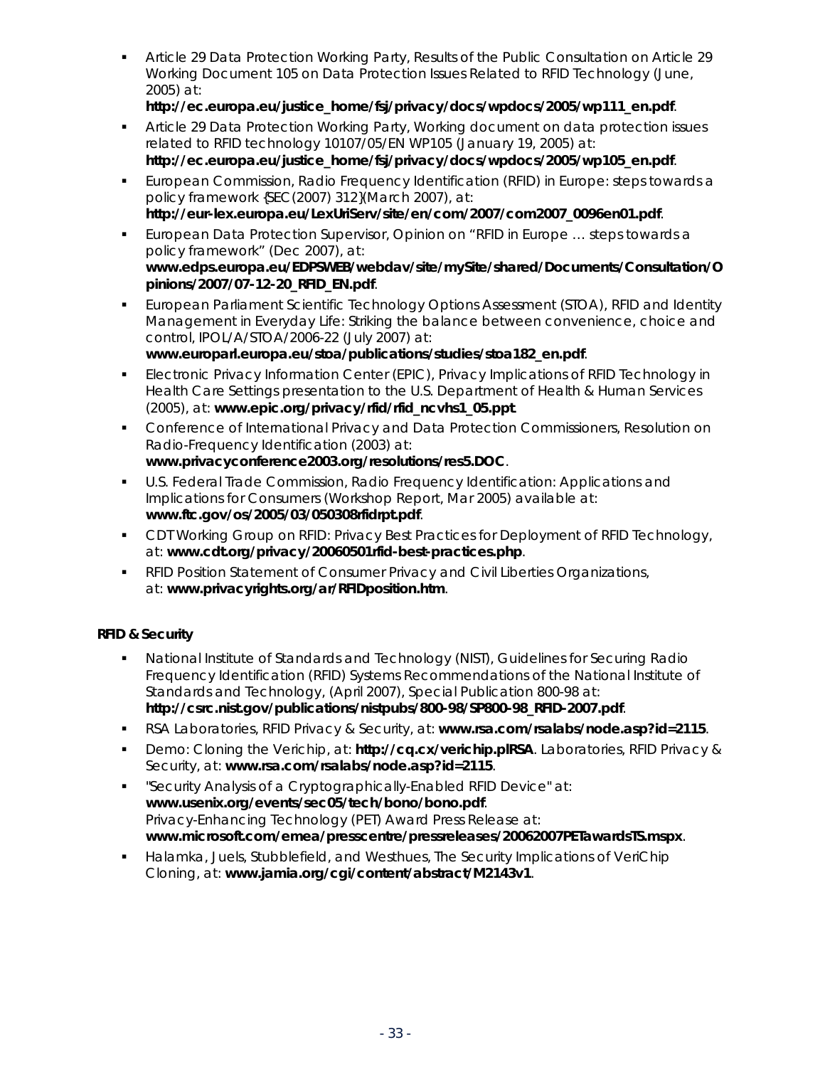- Article 29 Data Protection Working Party, Results of the Public Consultation on Article 29 Working Document 105 on Data Protection Issues Related to RFID Technology (June, 2005) at: **http://ec.europa.eu/justice_home/fsj/privacy/docs/wpdocs/2005/wp111_en.pdf**.
- Article 29 Data Protection Working Party, Working document on data protection issues related to RFID technology 10107/05/EN WP105 (January 19, 2005) at: **http://ec.europa.eu/justice_home/fsj/privacy/docs/wpdocs/2005/wp105_en.pdf**.
- European Commission, Radio Frequency Identification (RFID) in Europe: steps towards a policy framework {SEC(2007) 312}(March 2007), at: **http://eur-lex.europa.eu/LexUriServ/site/en/com/2007/com2007_0096en01.pdf**.
- European Data Protection Supervisor, Opinion on "RFID in Europe … steps towards a policy framework" (Dec 2007), at: **www.edps.europa.eu/EDPSWEB/webdav/site/mySite/shared/Documents/Consultation/Opinions/2007/07-12-20_RFID_EN.pdf**.
- European Parliament Scientific Technology Options Assessment (STOA), RFID and Identity Management in Everyday Life: Striking the balance between convenience, choice and control, IPOL/A/STOA/2006-22 (July 2007) at: **www.europarl.europa.eu/stoa/publications/studies/stoa182_en.pdf**.
- Electronic Privacy Information Center (EPIC), Privacy Implications of RFID Technology in Health Care Settings presentation to the U.S. Department of Health & Human Services (2005), at: **www.epic.org/privacy/rfid/rfid_ncvhs1_05.ppt**.
- Conference of International Privacy and Data Protection Commissioners, Resolution on Radio-Frequency Identification (2003) at: **www.privacyconference2003.org/resolutions/res5.DOC**.
- U.S. Federal Trade Commission, Radio Frequency Identification: Applications and Implications for Consumers (Workshop Report, Mar 2005) available at: **www.ftc.gov/os/2005/03/050308rfidrpt.pdf**.
- CDT Working Group on RFID: Privacy Best Practices for Deployment of RFID Technology, at: **www.cdt.org/privacy/20060501rfid-best-practices.php**.
- RFID Position Statement of Consumer Privacy and Civil Liberties Organizations, at: **www.privacyrights.org/ar/RFIDposition.htm**.

**RFID & Security**

- National Institute of Standards and Technology (NIST), Guidelines for Securing Radio Frequency Identification (RFID) Systems Recommendations of the National Institute of Standards and Technology, (April 2007), Special Publication 800-98 at: **http://csrc.nist.gov/publications/nistpubs/800-98/SP800-98_RFID-2007.pdf**.
- RSA Laboratories, RFID Privacy & Security, at: **www.rsa.com/rsalabs/node.asp?id=2115**.
- Demo: Cloning the Verichip, at: **http://cq.cx/verichip.plRSA**. Laboratories, RFID Privacy & Security, at: **www.rsa.com/rsalabs/node.asp?id=2115**.
- "Security Analysis of a Cryptographically-Enabled RFID Device" at: **www.usenix.org/events/sec05/tech/bono/bono.pdf**. Privacy-Enhancing Technology (PET) Award Press Release at: **www.microsoft.com/emea/presscentre/pressreleases/20062007PETawardsTS.mspx**.
- Halamka, Juels, Stubblefield, and Westhues, The Security Implications of VeriChip Cloning, at: **www.jamia.org/cgi/content/abstract/M2143v1**.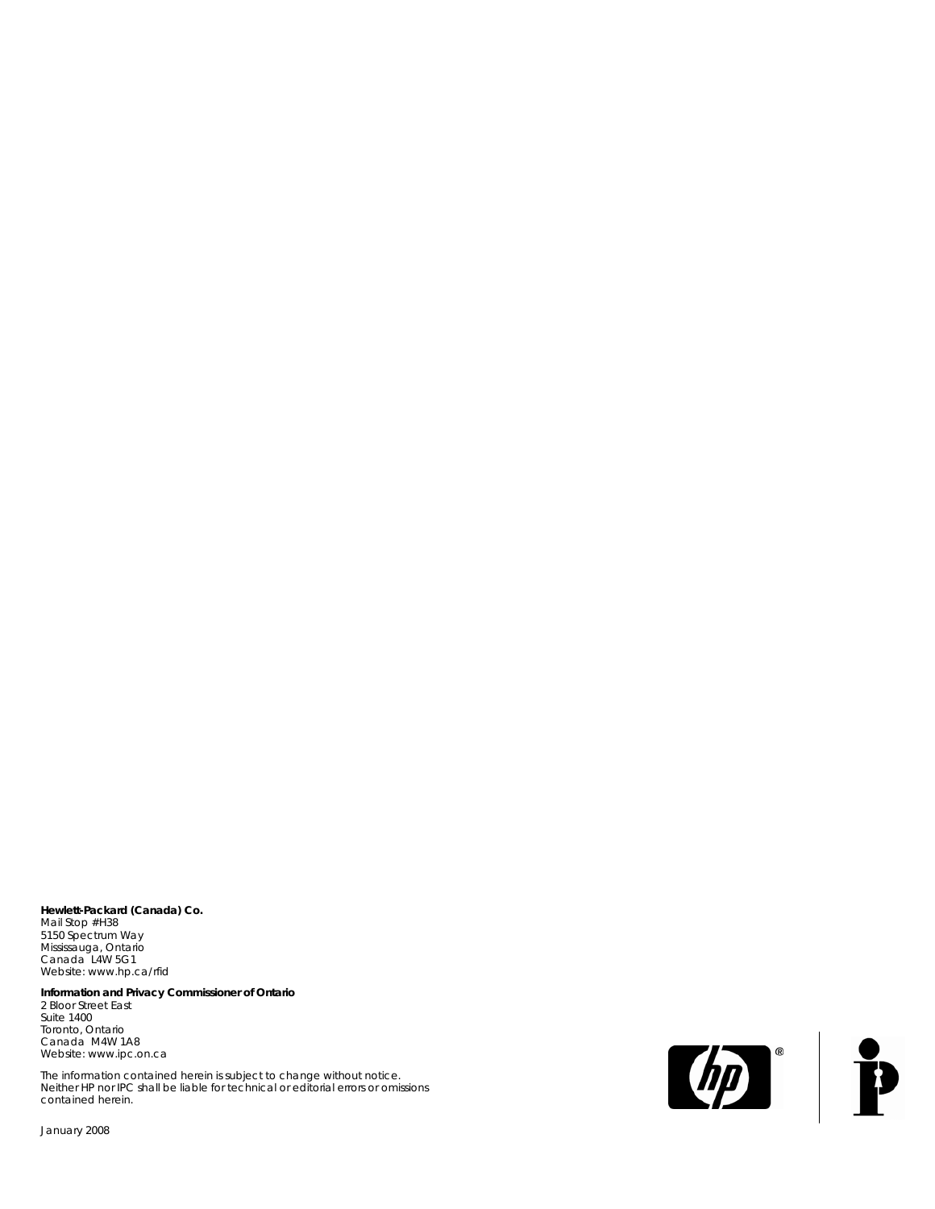**Hewlett-Packard (Canada) Co.**
Mail Stop #H38
5150 Spectrum Way
Mississauga, Ontario
Canada L4W 5G1
Website: www.hp.ca/rfid

**Information and Privacy Commissioner of Ontario**
2 Bloor Street East
Suite 1400
Toronto, Ontario
Canada M4W 1A8
Website: www.ipc.on.ca

The information contained herein is subject to change without notice. Neither HP nor IPC shall be liable for technical or editorial errors or omissions contained herein.

January 2008